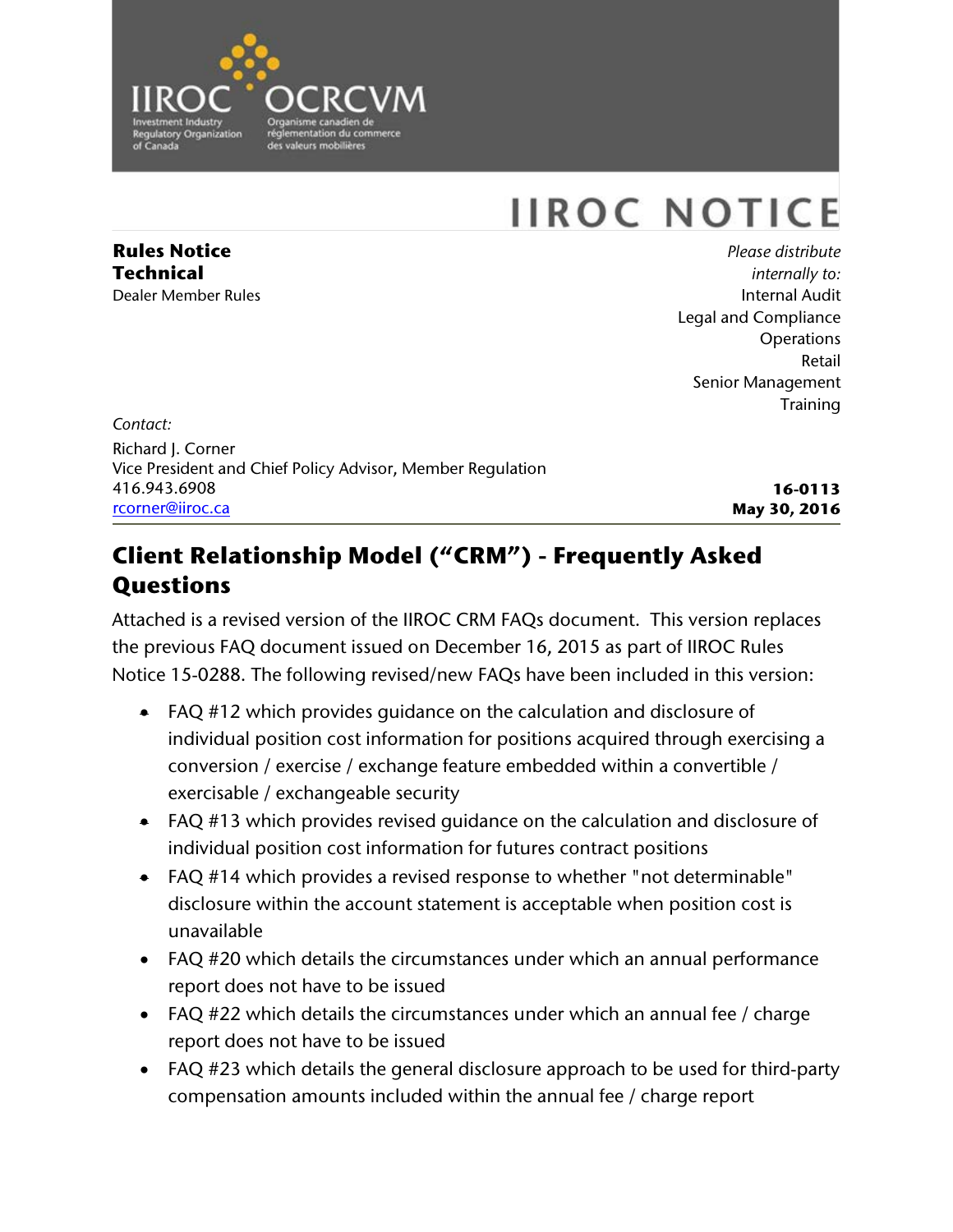IIROC OCRCVM

Investment Industry Regulatory Organization of Canada

Organisme canadien de réglementation du commerce des valeurs mobilières

# IIROC NOTICE

**Rules Notice**
**Technical**
Dealer Member Rules

*Please distribute internally to:*
Internal Audit
Legal and Compliance
Operations
Retail
Senior Management
Training

*Contact:*
Richard J. Corner
Vice President and Chief Policy Advisor, Member Regulation
416.943.6908
rcorner@iiroc.ca

**16-0113**
**May 30, 2016**

## Client Relationship Model ("CRM") - Frequently Asked Questions

Attached is a revised version of the IIROC CRM FAQs document. This version replaces the previous FAQ document issued on December 16, 2015 as part of IIROC Rules Notice 15-0288. The following revised/new FAQs have been included in this version:

- FAQ #12 which provides guidance on the calculation and disclosure of individual position cost information for positions acquired through exercising a conversion / exercise / exchange feature embedded within a convertible / exercisable / exchangeable security
- FAQ #13 which provides revised guidance on the calculation and disclosure of individual position cost information for futures contract positions
- FAQ #14 which provides a revised response to whether "not determinable" disclosure within the account statement is acceptable when position cost is unavailable
- FAQ #20 which details the circumstances under which an annual performance report does not have to be issued
- FAQ #22 which details the circumstances under which an annual fee / charge report does not have to be issued
- FAQ #23 which details the general disclosure approach to be used for third-party compensation amounts included within the annual fee / charge report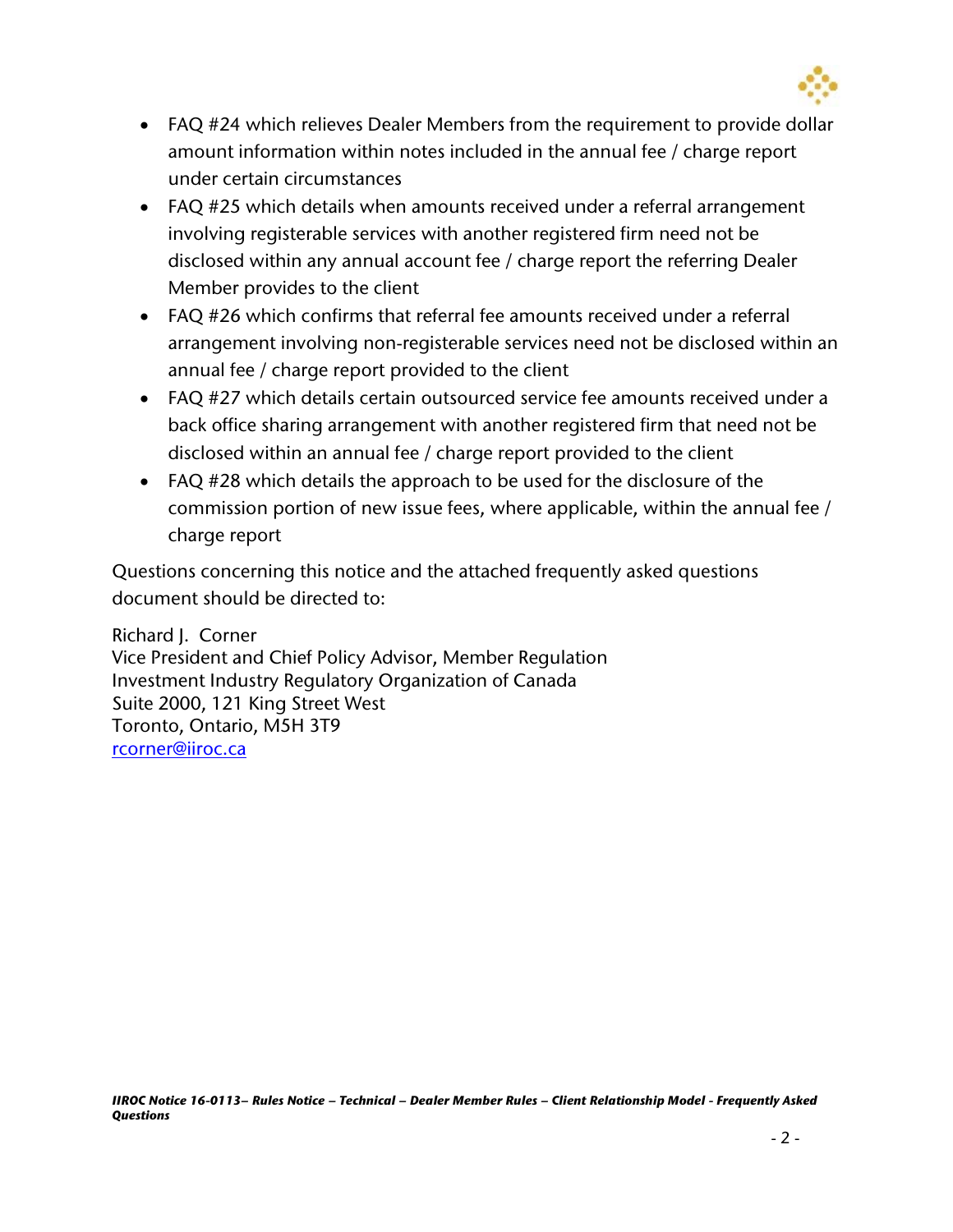- FAQ #24 which relieves Dealer Members from the requirement to provide dollar amount information within notes included in the annual fee / charge report under certain circumstances
- FAQ #25 which details when amounts received under a referral arrangement involving registerable services with another registered firm need not be disclosed within any annual account fee / charge report the referring Dealer Member provides to the client
- FAQ #26 which confirms that referral fee amounts received under a referral arrangement involving non-registerable services need not be disclosed within an annual fee / charge report provided to the client
- FAQ #27 which details certain outsourced service fee amounts received under a back office sharing arrangement with another registered firm that need not be disclosed within an annual fee / charge report provided to the client
- FAQ #28 which details the approach to be used for the disclosure of the commission portion of new issue fees, where applicable, within the annual fee / charge report

Questions concerning this notice and the attached frequently asked questions document should be directed to:

Richard J. Corner
Vice President and Chief Policy Advisor, Member Regulation
Investment Industry Regulatory Organization of Canada
Suite 2000, 121 King Street West
Toronto, Ontario, M5H 3T9
rcorner@iiroc.ca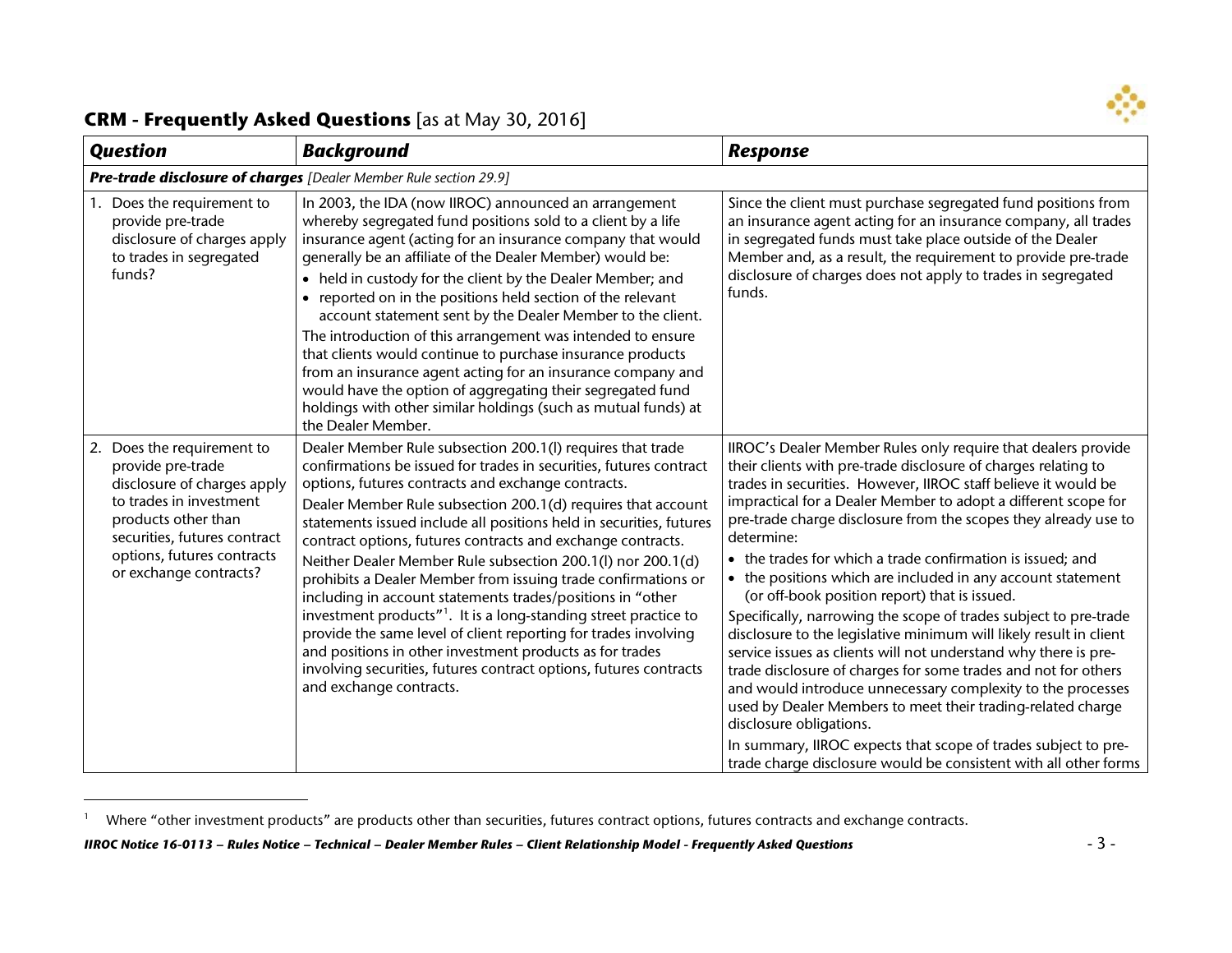## CRM - Frequently Asked Questions [as at May 30, 2016]

| *Question* | *Background* | *Response* |
|---|---|---|
| ***Pre-trade disclosure of charges*** *[Dealer Member Rule section 29.9]* | | |
| 1. Does the requirement to provide pre-trade disclosure of charges apply to trades in segregated funds? | In 2003, the IDA (now IIROC) announced an arrangement whereby segregated fund positions sold to a client by a life insurance agent (acting for an insurance company that would generally be an affiliate of the Dealer Member) would be:<br>• held in custody for the client by the Dealer Member; and<br>• reported on in the positions held section of the relevant account statement sent by the Dealer Member to the client.<br>The introduction of this arrangement was intended to ensure that clients would continue to purchase insurance products from an insurance agent acting for an insurance company and would have the option of aggregating their segregated fund holdings with other similar holdings (such as mutual funds) at the Dealer Member. | Since the client must purchase segregated fund positions from an insurance agent acting for an insurance company, all trades in segregated funds must take place outside of the Dealer Member and, as a result, the requirement to provide pre-trade disclosure of charges does not apply to trades in segregated funds. |
| 2. Does the requirement to provide pre-trade disclosure of charges apply to trades in investment products other than securities, futures contract options, futures contracts or exchange contracts? | Dealer Member Rule subsection 200.1(l) requires that trade confirmations be issued for trades in securities, futures contract options, futures contracts and exchange contracts.<br>Dealer Member Rule subsection 200.1(d) requires that account statements issued include all positions held in securities, futures contract options, futures contracts and exchange contracts.<br>Neither Dealer Member Rule subsection 200.1(l) nor 200.1(d) prohibits a Dealer Member from issuing trade confirmations or including in account statements trades/positions in "other investment products"[1]. It is a long-standing street practice to provide the same level of client reporting for trades involving and positions in other investment products as for trades involving securities, futures contract options, futures contracts and exchange contracts. | IIROC's Dealer Member Rules only require that dealers provide their clients with pre-trade disclosure of charges relating to trades in securities. However, IIROC staff believe it would be impractical for a Dealer Member to adopt a different scope for pre-trade charge disclosure from the scopes they already use to determine:<br>• the trades for which a trade confirmation is issued; and<br>• the positions which are included in any account statement (or off-book position report) that is issued.<br>Specifically, narrowing the scope of trades subject to pre-trade disclosure to the legislative minimum will likely result in client service issues as clients will not understand why there is pre-trade disclosure of charges for some trades and not for others and would introduce unnecessary complexity to the processes used by Dealer Members to meet their trading-related charge disclosure obligations.<br>In summary, IIROC expects that scope of trades subject to pre-trade charge disclosure would be consistent with all other forms |

[1] Where "other investment products" are products other than securities, futures contract options, futures contracts and exchange contracts.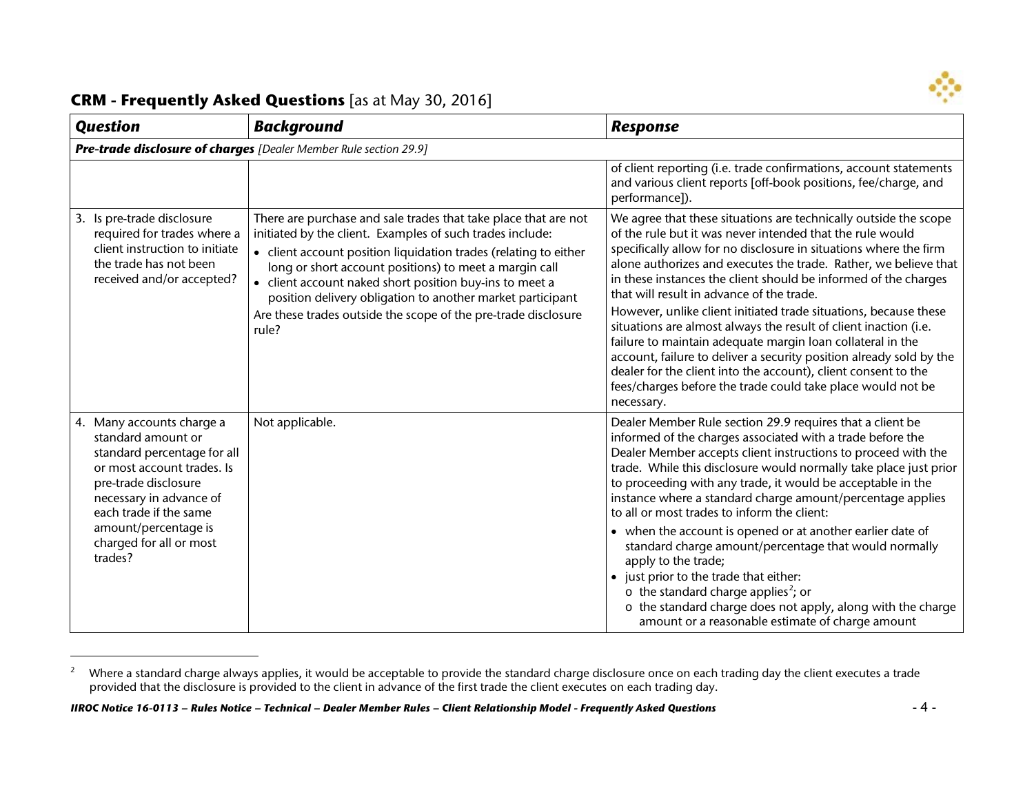## CRM - Frequently Asked Questions [as at May 30, 2016]

| Question | Background | Response |
|---|---|---|
| ***Pre-trade disclosure of charges*** *[Dealer Member Rule section 29.9]* | | |
| | | of client reporting (i.e. trade confirmations, account statements and various client reports [off-book positions, fee/charge, and performance]). |
| 3. Is pre-trade disclosure required for trades where a client instruction to initiate the trade has not been received and/or accepted? | There are purchase and sale trades that take place that are not initiated by the client. Examples of such trades include:<br>• client account position liquidation trades (relating to either long or short account positions) to meet a margin call<br>• client account naked short position buy-ins to meet a position delivery obligation to another market participant<br>Are these trades outside the scope of the pre-trade disclosure rule? | We agree that these situations are technically outside the scope of the rule but it was never intended that the rule would specifically allow for no disclosure in situations where the firm alone authorizes and executes the trade. Rather, we believe that in these instances the client should be informed of the charges that will result in advance of the trade.<br>However, unlike client initiated trade situations, because these situations are almost always the result of client inaction (i.e. failure to maintain adequate margin loan collateral in the account, failure to deliver a security position already sold by the dealer for the client into the account), client consent to the fees/charges before the trade could take place would not be necessary. |
| 4. Many accounts charge a standard amount or standard percentage for all or most account trades. Is pre-trade disclosure necessary in advance of each trade if the same amount/percentage is charged for all or most trades? | Not applicable. | Dealer Member Rule section 29.9 requires that a client be informed of the charges associated with a trade before the Dealer Member accepts client instructions to proceed with the trade. While this disclosure would normally take place just prior to proceeding with any trade, it would be acceptable in the instance where a standard charge amount/percentage applies to all or most trades to inform the client:<br>• when the account is opened or at another earlier date of standard charge amount/percentage that would normally apply to the trade;<br>• just prior to the trade that either:<br>o the standard charge applies[2]; or<br>o the standard charge does not apply, along with the charge amount or a reasonable estimate of charge amount |

[2] Where a standard charge always applies, it would be acceptable to provide the standard charge disclosure once on each trading day the client executes a trade provided that the disclosure is provided to the client in advance of the first trade the client executes on each trading day.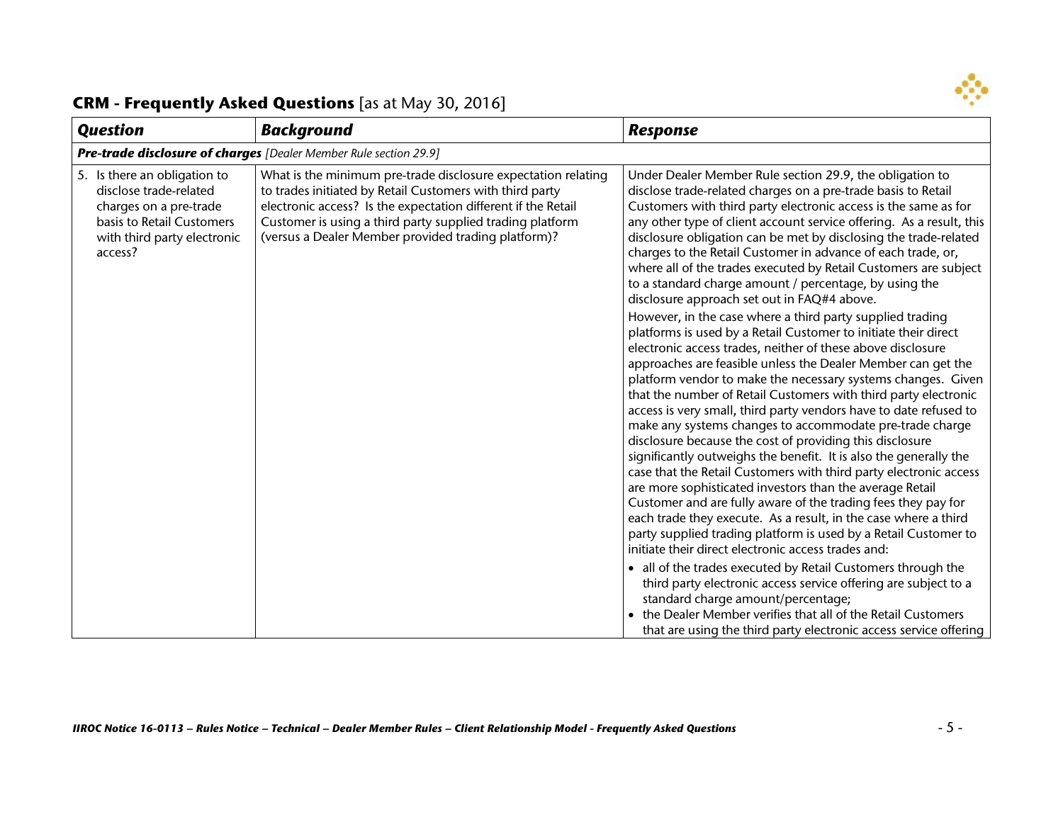## CRM - Frequently Asked Questions [as at May 30, 2016]

| *Question* | *Background* | *Response* |
|---|---|---|
| ***Pre-trade disclosure of charges*** *[Dealer Member Rule section 29.9]* | | |
| 5. Is there an obligation to disclose trade-related charges on a pre-trade basis to Retail Customers with third party electronic access? | What is the minimum pre-trade disclosure expectation relating to trades initiated by Retail Customers with third party electronic access? Is the expectation different if the Retail Customer is using a third party supplied trading platform (versus a Dealer Member provided trading platform)? | Under Dealer Member Rule section 29.9, the obligation to disclose trade-related charges on a pre-trade basis to Retail Customers with third party electronic access is the same as for any other type of client account service offering. As a result, this disclosure obligation can be met by disclosing the trade-related charges to the Retail Customer in advance of each trade, or, where all of the trades executed by Retail Customers are subject to a standard charge amount / percentage, by using the disclosure approach set out in FAQ#4 above.<br><br>However, in the case where a third party supplied trading platforms is used by a Retail Customer to initiate their direct electronic access trades, neither of these above disclosure approaches are feasible unless the Dealer Member can get the platform vendor to make the necessary systems changes. Given that the number of Retail Customers with third party electronic access is very small, third party vendors have to date refused to make any systems changes to accommodate pre-trade charge disclosure because the cost of providing this disclosure significantly outweighs the benefit. It is also the generally the case that the Retail Customers with third party electronic access are more sophisticated investors than the average Retail Customer and are fully aware of the trading fees they pay for each trade they execute. As a result, in the case where a third party supplied trading platform is used by a Retail Customer to initiate their direct electronic access trades and:<br><br>• all of the trades executed by Retail Customers through the third party electronic access service offering are subject to a standard charge amount/percentage;<br>• the Dealer Member verifies that all of the Retail Customers that are using the third party electronic access service offering |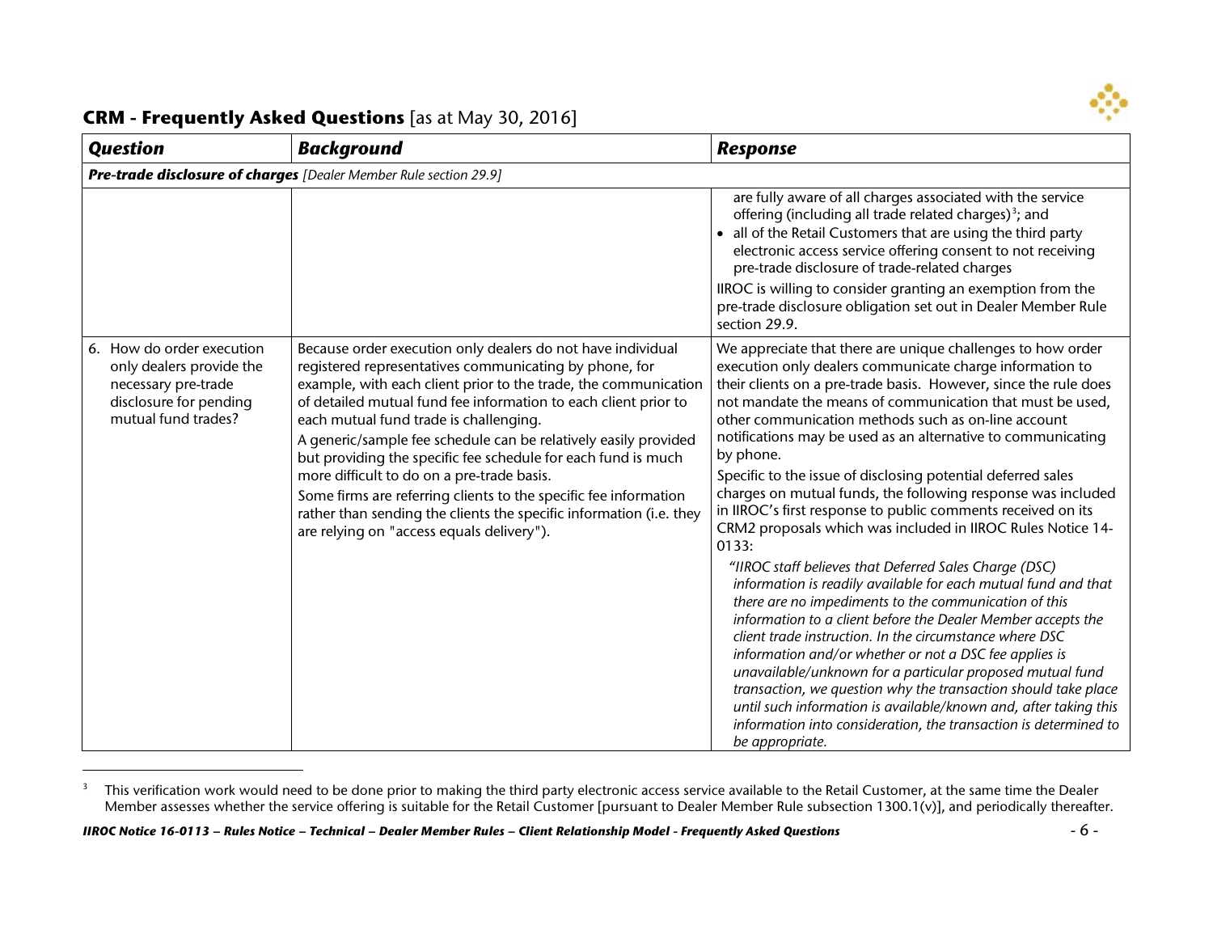## CRM - Frequently Asked Questions [as at May 30, 2016]

| *Question* | *Background* | *Response* |
|---|---|---|
| ***Pre-trade disclosure of charges*** *[Dealer Member Rule section 29.9]* | | |
| | | are fully aware of all charges associated with the service offering (including all trade related charges)[3]; and<br>• all of the Retail Customers that are using the third party electronic access service offering consent to not receiving pre-trade disclosure of trade-related charges<br>IIROC is willing to consider granting an exemption from the pre-trade disclosure obligation set out in Dealer Member Rule section 29.9. |
| 6. How do order execution only dealers provide the necessary pre-trade disclosure for pending mutual fund trades? | Because order execution only dealers do not have individual registered representatives communicating by phone, for example, with each client prior to the trade, the communication of detailed mutual fund fee information to each client prior to each mutual fund trade is challenging.<br>A generic/sample fee schedule can be relatively easily provided but providing the specific fee schedule for each fund is much more difficult to do on a pre-trade basis.<br>Some firms are referring clients to the specific fee information rather than sending the clients the specific information (i.e. they are relying on "access equals delivery"). | We appreciate that there are unique challenges to how order execution only dealers communicate charge information to their clients on a pre-trade basis. However, since the rule does not mandate the means of communication that must be used, other communication methods such as on-line account notifications may be used as an alternative to communicating by phone.<br>Specific to the issue of disclosing potential deferred sales charges on mutual funds, the following response was included in IIROC's first response to public comments received on its CRM2 proposals which was included in IIROC Rules Notice 14-0133:<br>*"IIROC staff believes that Deferred Sales Charge (DSC) information is readily available for each mutual fund and that there are no impediments to the communication of this information to a client before the Dealer Member accepts the client trade instruction. In the circumstance where DSC information and/or whether or not a DSC fee applies is unavailable/unknown for a particular proposed mutual fund transaction, we question why the transaction should take place until such information is available/known and, after taking this information into consideration, the transaction is determined to be appropriate.* |

[3] This verification work would need to be done prior to making the third party electronic access service available to the Retail Customer, at the same time the Dealer Member assesses whether the service offering is suitable for the Retail Customer [pursuant to Dealer Member Rule subsection 1300.1(v)], and periodically thereafter.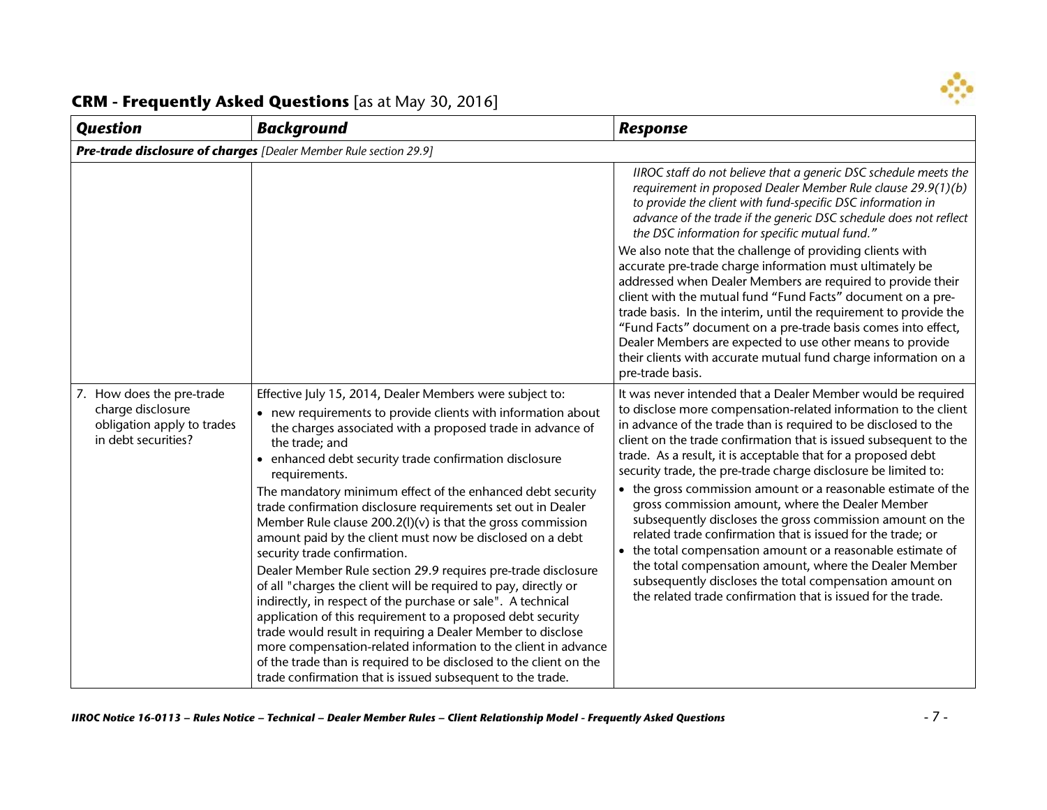## CRM - Frequently Asked Questions [as at May 30, 2016]

| Question | Background | Response |
|---|---|---|
| ***Pre-trade disclosure of charges*** *[Dealer Member Rule section 29.9]* | | |
| | | *IIROC staff do not believe that a generic DSC schedule meets the requirement in proposed Dealer Member Rule clause 29.9(1)(b) to provide the client with fund-specific DSC information in advance of the trade if the generic DSC schedule does not reflect the DSC information for specific mutual fund."*<br>We also note that the challenge of providing clients with accurate pre-trade charge information must ultimately be addressed when Dealer Members are required to provide their client with the mutual fund "Fund Facts" document on a pre-trade basis. In the interim, until the requirement to provide the "Fund Facts" document on a pre-trade basis comes into effect, Dealer Members are expected to use other means to provide their clients with accurate mutual fund charge information on a pre-trade basis. |
| 7. How does the pre-trade charge disclosure obligation apply to trades in debt securities? | Effective July 15, 2014, Dealer Members were subject to:<br>• new requirements to provide clients with information about the charges associated with a proposed trade in advance of the trade; and<br>• enhanced debt security trade confirmation disclosure requirements.<br>The mandatory minimum effect of the enhanced debt security trade confirmation disclosure requirements set out in Dealer Member Rule clause 200.2(l)(v) is that the gross commission amount paid by the client must now be disclosed on a debt security trade confirmation.<br>Dealer Member Rule section 29.9 requires pre-trade disclosure of all "charges the client will be required to pay, directly or indirectly, in respect of the purchase or sale". A technical application of this requirement to a proposed debt security trade would result in requiring a Dealer Member to disclose more compensation-related information to the client in advance of the trade than is required to be disclosed to the client on the trade confirmation that is issued subsequent to the trade. | It was never intended that a Dealer Member would be required to disclose more compensation-related information to the client in advance of the trade than is required to be disclosed to the client on the trade confirmation that is issued subsequent to the trade. As a result, it is acceptable that for a proposed debt security trade, the pre-trade charge disclosure be limited to:<br>• the gross commission amount or a reasonable estimate of the gross commission amount, where the Dealer Member subsequently discloses the gross commission amount on the related trade confirmation that is issued for the trade; or<br>• the total compensation amount or a reasonable estimate of the total compensation amount, where the Dealer Member subsequently discloses the total compensation amount on the related trade confirmation that is issued for the trade. |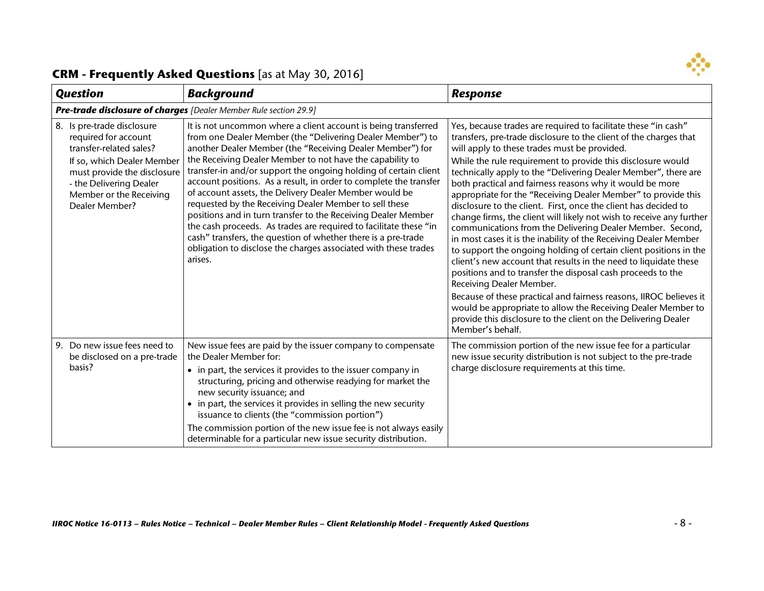## CRM - Frequently Asked Questions [as at May 30, 2016]

| Question | Background | Response |
|---|---|---|
| ***Pre-trade disclosure of charges*** *[Dealer Member Rule section 29.9]* | | |
| 8. Is pre-trade disclosure required for account transfer-related sales?<br>If so, which Dealer Member must provide the disclosure - the Delivering Dealer Member or the Receiving Dealer Member? | It is not uncommon where a client account is being transferred from one Dealer Member (the "Delivering Dealer Member") to another Dealer Member (the "Receiving Dealer Member") for the Receiving Dealer Member to not have the capability to transfer-in and/or support the ongoing holding of certain client account positions. As a result, in order to complete the transfer of account assets, the Delivery Dealer Member would be requested by the Receiving Dealer Member to sell these positions and in turn transfer to the Receiving Dealer Member the cash proceeds. As trades are required to facilitate these "in cash" transfers, the question of whether there is a pre-trade obligation to disclose the charges associated with these trades arises. | Yes, because trades are required to facilitate these "in cash" transfers, pre-trade disclosure to the client of the charges that will apply to these trades must be provided.<br>While the rule requirement to provide this disclosure would technically apply to the "Delivering Dealer Member", there are both practical and fairness reasons why it would be more appropriate for the "Receiving Dealer Member" to provide this disclosure to the client. First, once the client has decided to change firms, the client will likely not wish to receive any further communications from the Delivering Dealer Member. Second, in most cases it is the inability of the Receiving Dealer Member to support the ongoing holding of certain client positions in the client's new account that results in the need to liquidate these positions and to transfer the disposal cash proceeds to the Receiving Dealer Member.<br>Because of these practical and fairness reasons, IIROC believes it would be appropriate to allow the Receiving Dealer Member to provide this disclosure to the client on the Delivering Dealer Member's behalf. |
| 9. Do new issue fees need to be disclosed on a pre-trade basis? | New issue fees are paid by the issuer company to compensate the Dealer Member for:<br>• in part, the services it provides to the issuer company in structuring, pricing and otherwise readying for market the new security issuance; and<br>• in part, the services it provides in selling the new security issuance to clients (the "commission portion")<br>The commission portion of the new issue fee is not always easily determinable for a particular new issue security distribution. | The commission portion of the new issue fee for a particular new issue security distribution is not subject to the pre-trade charge disclosure requirements at this time. |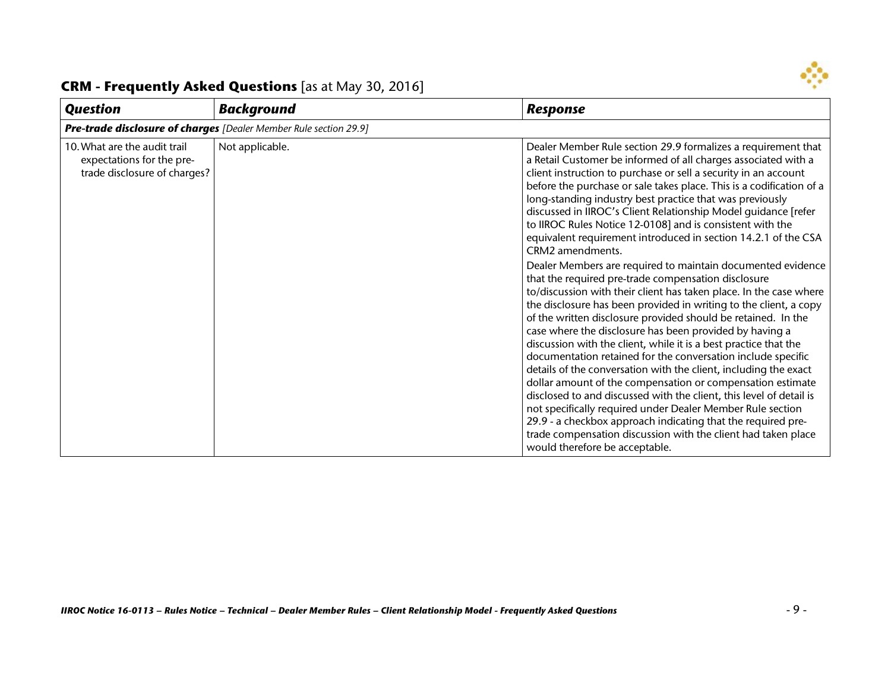## CRM - Frequently Asked Questions [as at May 30, 2016]

| *Question* | *Background* | *Response* |
|---|---|---|
| ***Pre-trade disclosure of charges*** *[Dealer Member Rule section 29.9]* | | |
| 10. What are the audit trail expectations for the pre-trade disclosure of charges? | Not applicable. | Dealer Member Rule section 29.9 formalizes a requirement that a Retail Customer be informed of all charges associated with a client instruction to purchase or sell a security in an account before the purchase or sale takes place. This is a codification of a long-standing industry best practice that was previously discussed in IIROC's Client Relationship Model guidance [refer to IIROC Rules Notice 12-0108] and is consistent with the equivalent requirement introduced in section 14.2.1 of the CSA CRM2 amendments.<br><br>Dealer Members are required to maintain documented evidence that the required pre-trade compensation disclosure to/discussion with their client has taken place. In the case where the disclosure has been provided in writing to the client, a copy of the written disclosure provided should be retained. In the case where the disclosure has been provided by having a discussion with the client, while it is a best practice that the documentation retained for the conversation include specific details of the conversation with the client, including the exact dollar amount of the compensation or compensation estimate disclosed to and discussed with the client, this level of detail is not specifically required under Dealer Member Rule section 29.9 - a checkbox approach indicating that the required pre-trade compensation discussion with the client had taken place would therefore be acceptable. |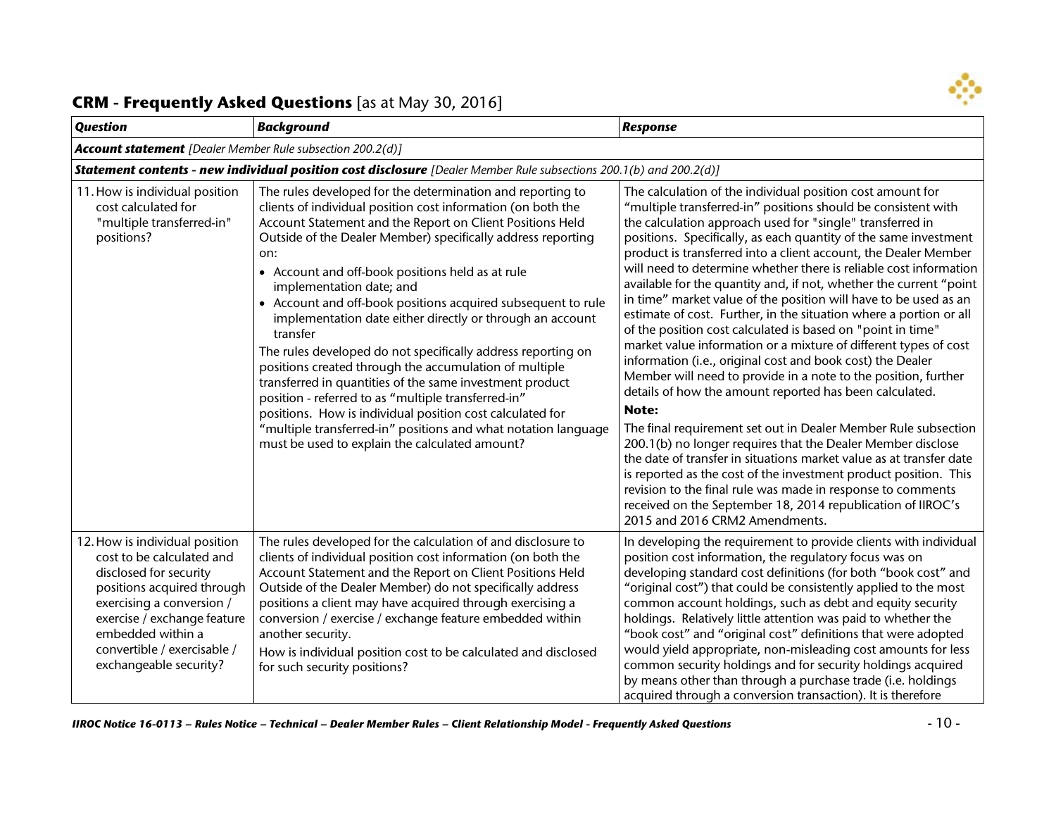## CRM - Frequently Asked Questions [as at May 30, 2016]

| Question | Background | Response |
|---|---|---|
| ***Account statement*** *[Dealer Member Rule subsection 200.2(d)]* | | |
| ***Statement contents - new individual position cost disclosure*** *[Dealer Member Rule subsections 200.1(b) and 200.2(d)]* | | |
| 11. How is individual position cost calculated for "multiple transferred-in" positions? | The rules developed for the determination and reporting to clients of individual position cost information (on both the Account Statement and the Report on Client Positions Held Outside of the Dealer Member) specifically address reporting on:<br>• Account and off-book positions held as at rule implementation date; and<br>• Account and off-book positions acquired subsequent to rule implementation date either directly or through an account transfer<br>The rules developed do not specifically address reporting on positions created through the accumulation of multiple transferred in quantities of the same investment product position - referred to as "multiple transferred-in" positions. How is individual position cost calculated for "multiple transferred-in" positions and what notation language must be used to explain the calculated amount? | The calculation of the individual position cost amount for "multiple transferred-in" positions should be consistent with the calculation approach used for "single" transferred in positions. Specifically, as each quantity of the same investment product is transferred into a client account, the Dealer Member will need to determine whether there is reliable cost information available for the quantity and, if not, whether the current "point in time" market value of the position will have to be used as an estimate of cost. Further, in the situation where a portion or all of the position cost calculated is based on "point in time" market value information or a mixture of different types of cost information (i.e., original cost and book cost) the Dealer Member will need to provide in a note to the position, further details of how the amount reported has been calculated.<br>**Note:**<br>The final requirement set out in Dealer Member Rule subsection 200.1(b) no longer requires that the Dealer Member disclose the date of transfer in situations market value as at transfer date is reported as the cost of the investment product position. This revision to the final rule was made in response to comments received on the September 18, 2014 republication of IIROC's 2015 and 2016 CRM2 Amendments. |
| 12. How is individual position cost to be calculated and disclosed for security positions acquired through exercising a conversion / exercise / exchange feature embedded within a convertible / exercisable / exchangeable security? | The rules developed for the calculation of and disclosure to clients of individual position cost information (on both the Account Statement and the Report on Client Positions Held Outside of the Dealer Member) do not specifically address positions a client may have acquired through exercising a conversion / exercise / exchange feature embedded within another security.<br>How is individual position cost to be calculated and disclosed for such security positions? | In developing the requirement to provide clients with individual position cost information, the regulatory focus was on developing standard cost definitions (for both "book cost" and "original cost") that could be consistently applied to the most common account holdings, such as debt and equity security holdings. Relatively little attention was paid to whether the "book cost" and "original cost" definitions that were adopted would yield appropriate, non-misleading cost amounts for less common security holdings and for security holdings acquired by means other than through a purchase trade (i.e. holdings acquired through a conversion transaction). It is therefore |

*IIROC Notice 16-0113 – Rules Notice – Technical – Dealer Member Rules – Client Relationship Model - Frequently Asked Questions*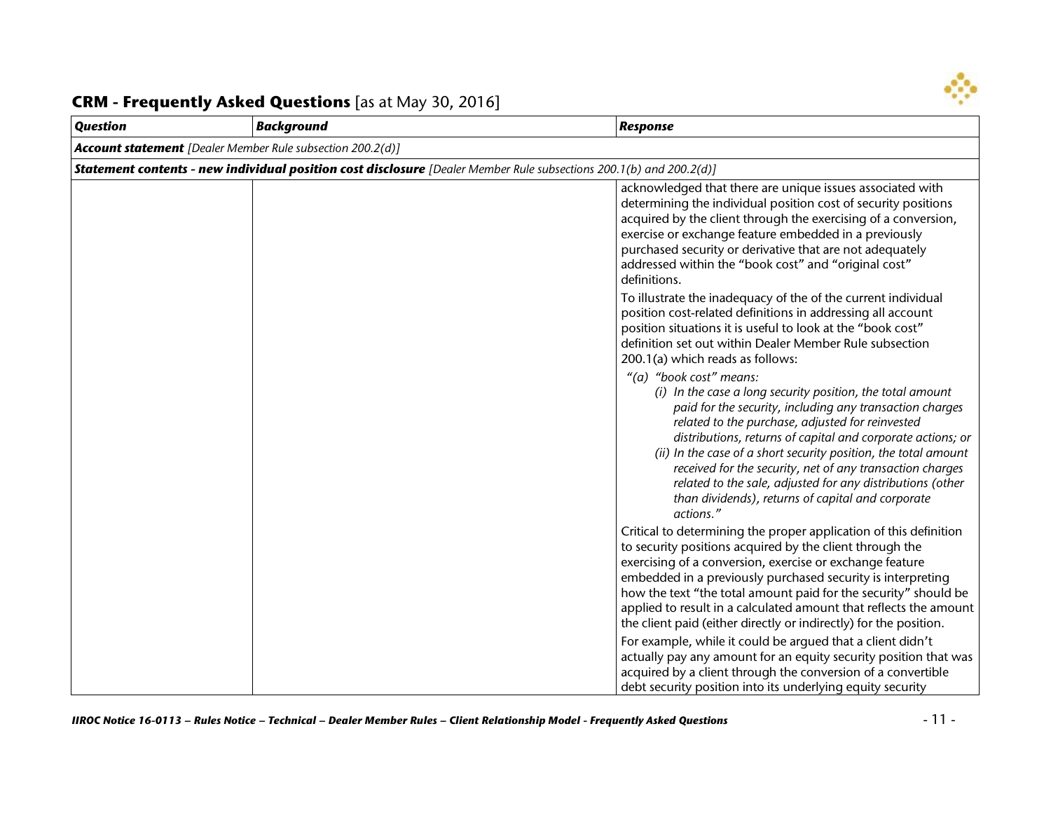## CRM - Frequently Asked Questions [as at May 30, 2016]

| Question | Background | Response |
|---|---|---|
| ***Account statement*** *[Dealer Member Rule subsection 200.2(d)]* | | |
| ***Statement contents - new individual position cost disclosure*** *[Dealer Member Rule subsections 200.1(b) and 200.2(d)]* | | |
| | | acknowledged that there are unique issues associated with determining the individual position cost of security positions acquired by the client through the exercising of a conversion, exercise or exchange feature embedded in a previously purchased security or derivative that are not adequately addressed within the "book cost" and "original cost" definitions.<br><br>To illustrate the inadequacy of the of the current individual position cost-related definitions in addressing all account position situations it is useful to look at the "book cost" definition set out within Dealer Member Rule subsection 200.1(a) which reads as follows:<br><br>*"(a) "book cost" means:*<br>*(i) In the case a long security position, the total amount paid for the security, including any transaction charges related to the purchase, adjusted for reinvested distributions, returns of capital and corporate actions; or*<br>*(ii) In the case of a short security position, the total amount received for the security, net of any transaction charges related to the sale, adjusted for any distributions (other than dividends), returns of capital and corporate actions."*<br><br>Critical to determining the proper application of this definition to security positions acquired by the client through the exercising of a conversion, exercise or exchange feature embedded in a previously purchased security is interpreting how the text "the total amount paid for the security" should be applied to result in a calculated amount that reflects the amount the client paid (either directly or indirectly) for the position.<br><br>For example, while it could be argued that a client didn't actually pay any amount for an equity security position that was acquired by a client through the conversion of a convertible debt security position into its underlying equity security |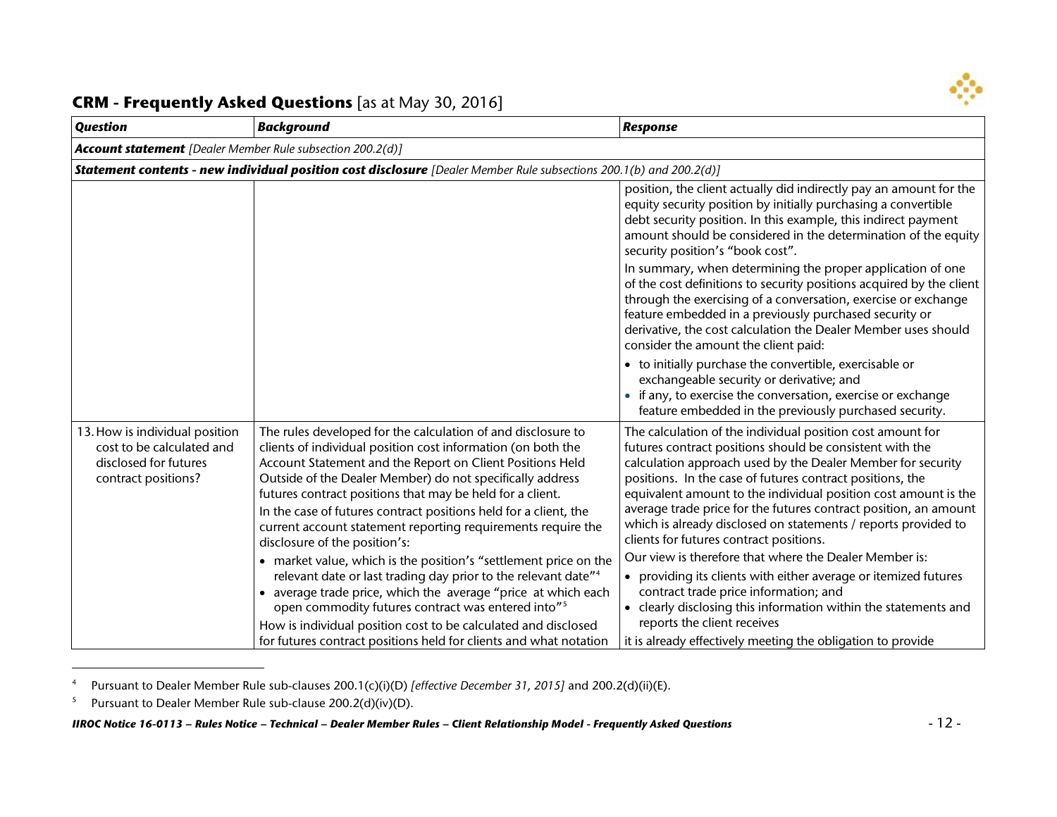## CRM - Frequently Asked Questions [as at May 30, 2016]

| Question | Background | Response |
|---|---|---|
| ***Account statement*** *[Dealer Member Rule subsection 200.2(d)]* | | |
| ***Statement contents - new individual position cost disclosure*** *[Dealer Member Rule subsections 200.1(b) and 200.2(d)]* | | |
| | | position, the client actually did indirectly pay an amount for the equity security position by initially purchasing a convertible debt security position. In this example, this indirect payment amount should be considered in the determination of the equity security position's "book cost".<br><br>In summary, when determining the proper application of one of the cost definitions to security positions acquired by the client through the exercising of a conversation, exercise or exchange feature embedded in a previously purchased security or derivative, the cost calculation the Dealer Member uses should consider the amount the client paid:<br>• to initially purchase the convertible, exercisable or exchangeable security or derivative; and<br>• if any, to exercise the conversation, exercise or exchange feature embedded in the previously purchased security. |
| 13. How is individual position cost to be calculated and disclosed for futures contract positions? | The rules developed for the calculation of and disclosure to clients of individual position cost information (on both the Account Statement and the Report on Client Positions Held Outside of the Dealer Member) do not specifically address futures contract positions that may be held for a client.<br><br>In the case of futures contract positions held for a client, the current account statement reporting requirements require the disclosure of the position's:<br>• market value, which is the position's "settlement price on the relevant date or last trading day prior to the relevant date"[4]<br>• average trade price, which the average "price at which each open commodity futures contract was entered into"[5]<br><br>How is individual position cost to be calculated and disclosed for futures contract positions held for clients and what notation | The calculation of the individual position cost amount for futures contract positions should be consistent with the calculation approach used by the Dealer Member for security positions. In the case of futures contract positions, the equivalent amount to the individual position cost amount is the average trade price for the futures contract position, an amount which is already disclosed on statements / reports provided to clients for futures contract positions.<br><br>Our view is therefore that where the Dealer Member is:<br>• providing its clients with either average or itemized futures contract trade price information; and<br>• clearly disclosing this information within the statements and reports the client receives<br><br>it is already effectively meeting the obligation to provide |

[4] Pursuant to Dealer Member Rule sub-clauses 200.1(c)(i)(D) *[effective December 31, 2015]* and 200.2(d)(ii)(E).

[5] Pursuant to Dealer Member Rule sub-clause 200.2(d)(iv)(D).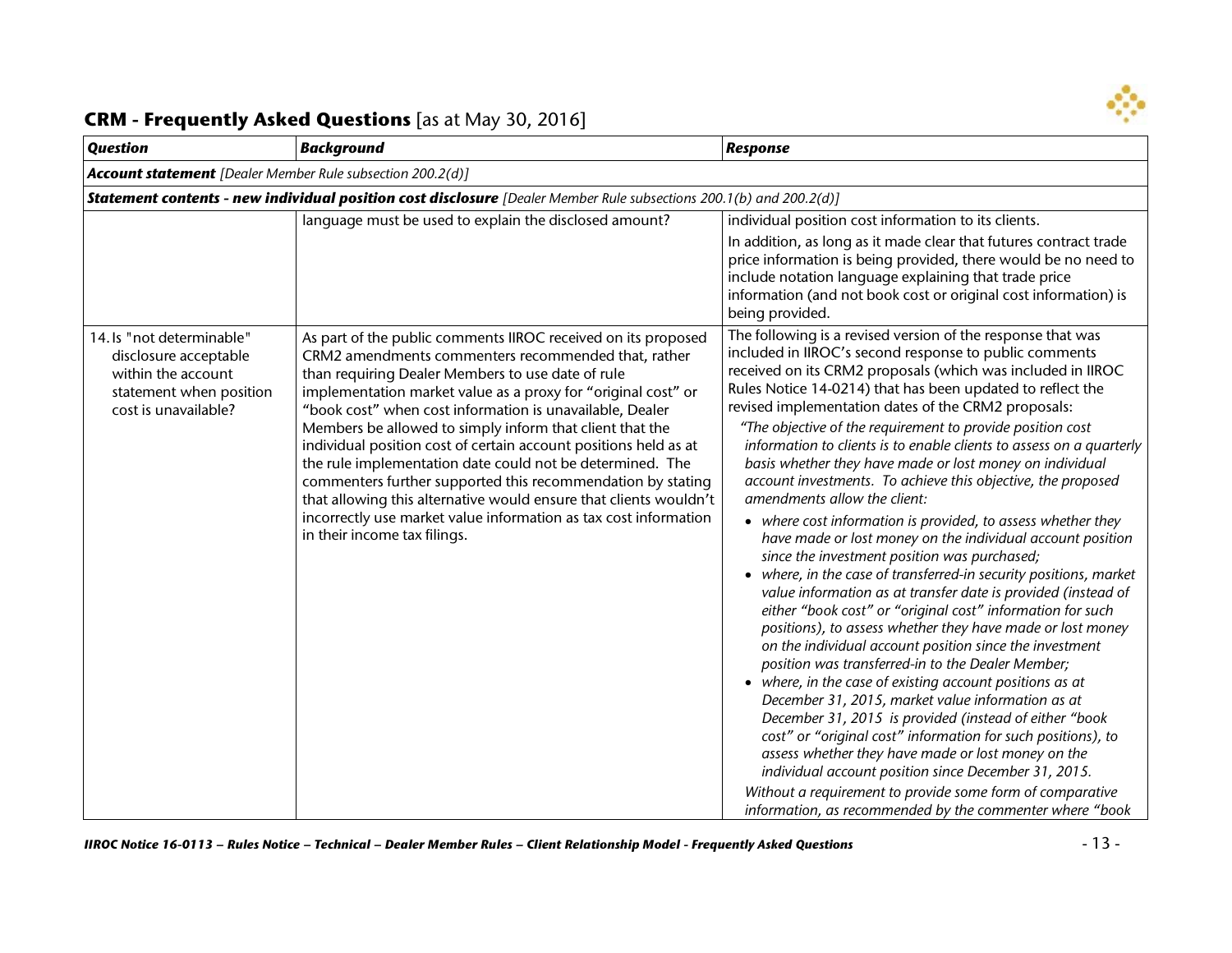## CRM - Frequently Asked Questions [as at May 30, 2016]

| *Question* | *Background* | *Response* |
|---|---|---|
| ***Account statement*** *[Dealer Member Rule subsection 200.2(d)]* | | |
| ***Statement contents - new individual position cost disclosure*** *[Dealer Member Rule subsections 200.1(b) and 200.2(d)]* | | |
| | language must be used to explain the disclosed amount? | individual position cost information to its clients.<br>In addition, as long as it made clear that futures contract trade price information is being provided, there would be no need to include notation language explaining that trade price information (and not book cost or original cost information) is being provided. |
| 14. Is "not determinable" disclosure acceptable within the account statement when position cost is unavailable? | As part of the public comments IIROC received on its proposed CRM2 amendments commenters recommended that, rather than requiring Dealer Members to use date of rule implementation market value as a proxy for "original cost" or "book cost" when cost information is unavailable, Dealer Members be allowed to simply inform that client that the individual position cost of certain account positions held as at the rule implementation date could not be determined. The commenters further supported this recommendation by stating that allowing this alternative would ensure that clients wouldn't incorrectly use market value information as tax cost information in their income tax filings. | The following is a revised version of the response that was included in IIROC's second response to public comments received on its CRM2 proposals (which was included in IIROC Rules Notice 14-0214) that has been updated to reflect the revised implementation dates of the CRM2 proposals:<br>*"The objective of the requirement to provide position cost information to clients is to enable clients to assess on a quarterly basis whether they have made or lost money on individual account investments. To achieve this objective, the proposed amendments allow the client:*<br>• *where cost information is provided, to assess whether they have made or lost money on the individual account position since the investment position was purchased;*<br>• *where, in the case of transferred-in security positions, market value information as at transfer date is provided (instead of either "book cost" or "original cost" information for such positions), to assess whether they have made or lost money on the individual account position since the investment position was transferred-in to the Dealer Member;*<br>• *where, in the case of existing account positions as at December 31, 2015, market value information as at December 31, 2015 is provided (instead of either "book cost" or "original cost" information for such positions), to assess whether they have made or lost money on the individual account position since December 31, 2015.*<br>*Without a requirement to provide some form of comparative information, as recommended by the commenter where "book* |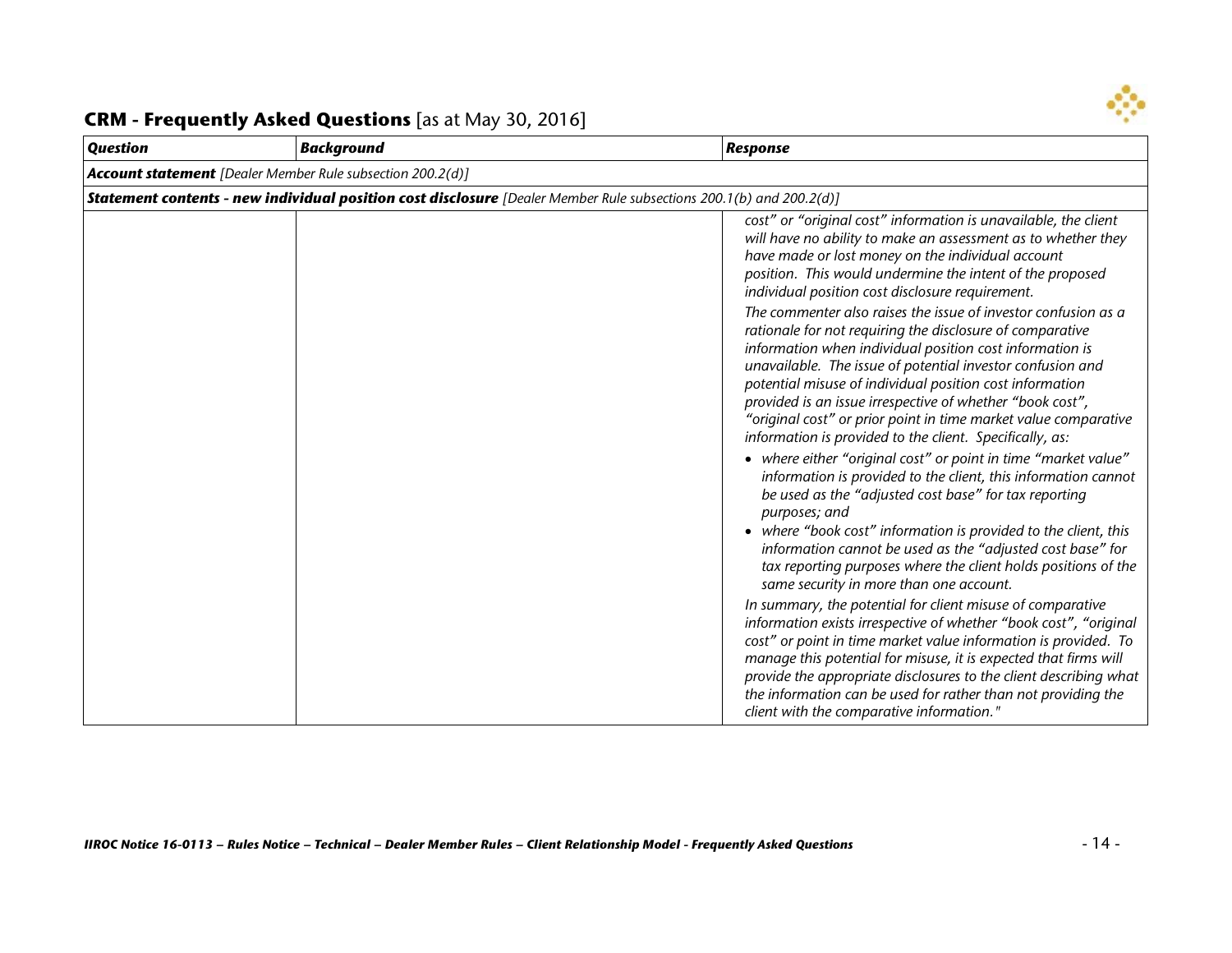## CRM - Frequently Asked Questions [as at May 30, 2016]

| Question | Background | Response |
|---|---|---|
| ***Account statement*** *[Dealer Member Rule subsection 200.2(d)]* | | |
| ***Statement contents - new individual position cost disclosure*** *[Dealer Member Rule subsections 200.1(b) and 200.2(d)]* | | |
| | | *cost" or "original cost" information is unavailable, the client will have no ability to make an assessment as to whether they have made or lost money on the individual account position. This would undermine the intent of the proposed individual position cost disclosure requirement.*<br><br>*The commenter also raises the issue of investor confusion as a rationale for not requiring the disclosure of comparative information when individual position cost information is unavailable. The issue of potential investor confusion and potential misuse of individual position cost information provided is an issue irrespective of whether "book cost", "original cost" or prior point in time market value comparative information is provided to the client. Specifically, as:*<br><br>• *where either "original cost" or point in time "market value" information is provided to the client, this information cannot be used as the "adjusted cost base" for tax reporting purposes; and*<br>• *where "book cost" information is provided to the client, this information cannot be used as the "adjusted cost base" for tax reporting purposes where the client holds positions of the same security in more than one account.*<br><br>*In summary, the potential for client misuse of comparative information exists irrespective of whether "book cost", "original cost" or point in time market value information is provided. To manage this potential for misuse, it is expected that firms will provide the appropriate disclosures to the client describing what the information can be used for rather than not providing the client with the comparative information."* |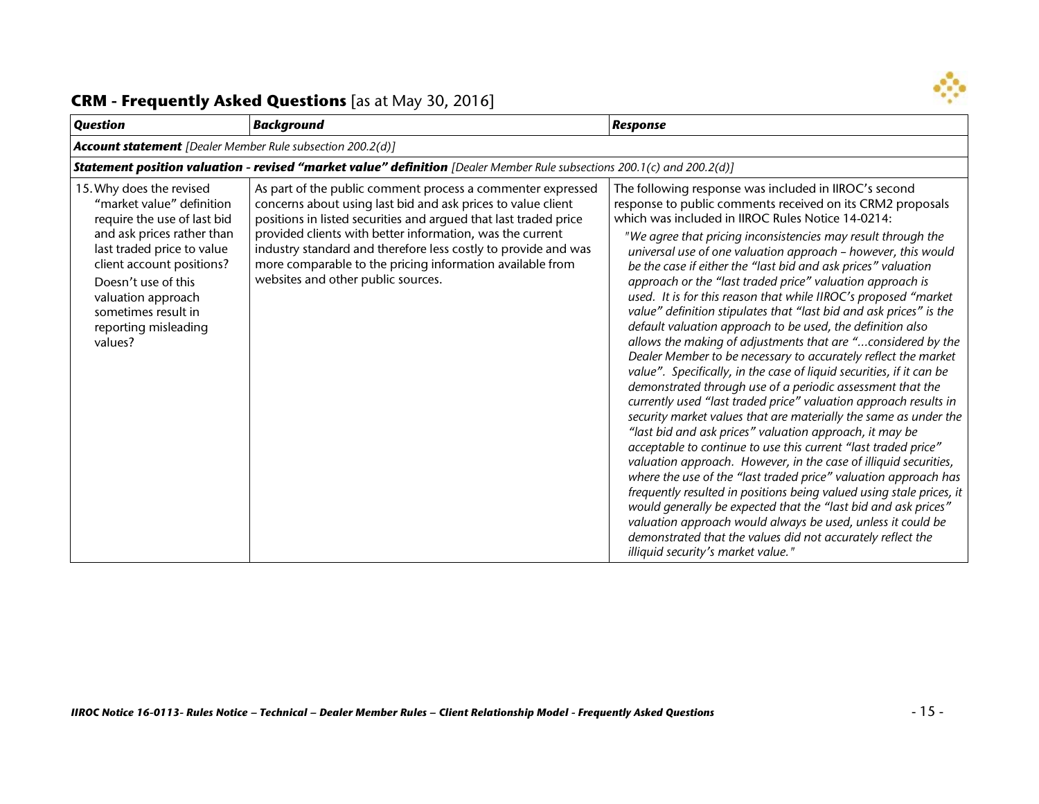## CRM - Frequently Asked Questions [as at May 30, 2016]

| *Question* | *Background* | *Response* |
|---|---|---|
| ***Account statement*** *[Dealer Member Rule subsection 200.2(d)]* | | |
| ***Statement position valuation - revised "market value" definition*** *[Dealer Member Rule subsections 200.1(c) and 200.2(d)]* | | |
| 15. Why does the revised "market value" definition require the use of last bid and ask prices rather than last traded price to value client account positions? Doesn't use of this valuation approach sometimes result in reporting misleading values? | As part of the public comment process a commenter expressed concerns about using last bid and ask prices to value client positions in listed securities and argued that last traded price provided clients with better information, was the current industry standard and therefore less costly to provide and was more comparable to the pricing information available from websites and other public sources. | The following response was included in IIROC's second response to public comments received on its CRM2 proposals which was included in IIROC Rules Notice 14-0214: *"We agree that pricing inconsistencies may result through the universal use of one valuation approach – however, this would be the case if either the "last bid and ask prices" valuation approach or the "last traded price" valuation approach is used. It is for this reason that while IIROC's proposed "market value" definition stipulates that "last bid and ask prices" is the default valuation approach to be used, the definition also allows the making of adjustments that are "…considered by the Dealer Member to be necessary to accurately reflect the market value". Specifically, in the case of liquid securities, if it can be demonstrated through use of a periodic assessment that the currently used "last traded price" valuation approach results in security market values that are materially the same as under the "last bid and ask prices" valuation approach, it may be acceptable to continue to use this current "last traded price" valuation approach. However, in the case of illiquid securities, where the use of the "last traded price" valuation approach has frequently resulted in positions being valued using stale prices, it would generally be expected that the "last bid and ask prices" valuation approach would always be used, unless it could be demonstrated that the values did not accurately reflect the illiquid security's market value."* |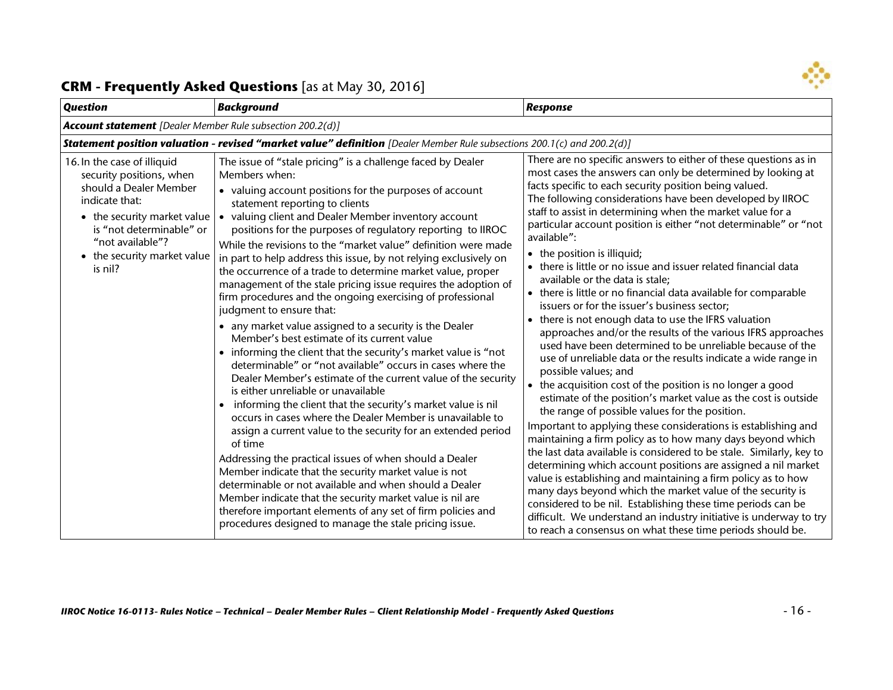## CRM - Frequently Asked Questions [as at May 30, 2016]

| ***Question*** | ***Background*** | ***Response*** |
|---|---|---|
| ***Account statement*** *[Dealer Member Rule subsection 200.2(d)]* | | |
| ***Statement position valuation - revised "market value" definition*** *[Dealer Member Rule subsections 200.1(c) and 200.2(d)]* | | |
| 16. In the case of illiquid security positions, when should a Dealer Member indicate that:<br>• the security market value is "not determinable" or "not available"?<br>• the security market value is nil? | The issue of "stale pricing" is a challenge faced by Dealer Members when:<br>• valuing account positions for the purposes of account statement reporting to clients<br>• valuing client and Dealer Member inventory account positions for the purposes of regulatory reporting to IIROC<br>While the revisions to the "market value" definition were made in part to help address this issue, by not relying exclusively on the occurrence of a trade to determine market value, proper management of the stale pricing issue requires the adoption of firm procedures and the ongoing exercising of professional judgment to ensure that:<br>• any market value assigned to a security is the Dealer Member's best estimate of its current value<br>• informing the client that the security's market value is "not determinable" or "not available" occurs in cases where the Dealer Member's estimate of the current value of the security is either unreliable or unavailable<br>• informing the client that the security's market value is nil occurs in cases where the Dealer Member is unavailable to assign a current value to the security for an extended period of time<br>Addressing the practical issues of when should a Dealer Member indicate that the security market value is not determinable or not available and when should a Dealer Member indicate that the security market value is nil are therefore important elements of any set of firm policies and procedures designed to manage the stale pricing issue. | There are no specific answers to either of these questions as in most cases the answers can only be determined by looking at facts specific to each security position being valued.<br>The following considerations have been developed by IIROC staff to assist in determining when the market value for a particular account position is either "not determinable" or "not available":<br>• the position is illiquid;<br>• there is little or no issue and issuer related financial data available or the data is stale;<br>• there is little or no financial data available for comparable issuers or for the issuer's business sector;<br>• there is not enough data to use the IFRS valuation approaches and/or the results of the various IFRS approaches used have been determined to be unreliable because of the use of unreliable data or the results indicate a wide range in possible values; and<br>• the acquisition cost of the position is no longer a good estimate of the position's market value as the cost is outside the range of possible values for the position.<br>Important to applying these considerations is establishing and maintaining a firm policy as to how many days beyond which the last data available is considered to be stale. Similarly, key to determining which account positions are assigned a nil market value is establishing and maintaining a firm policy as to how many days beyond which the market value of the security is considered to be nil. Establishing these time periods can be difficult. We understand an industry initiative is underway to try to reach a consensus on what these time periods should be. |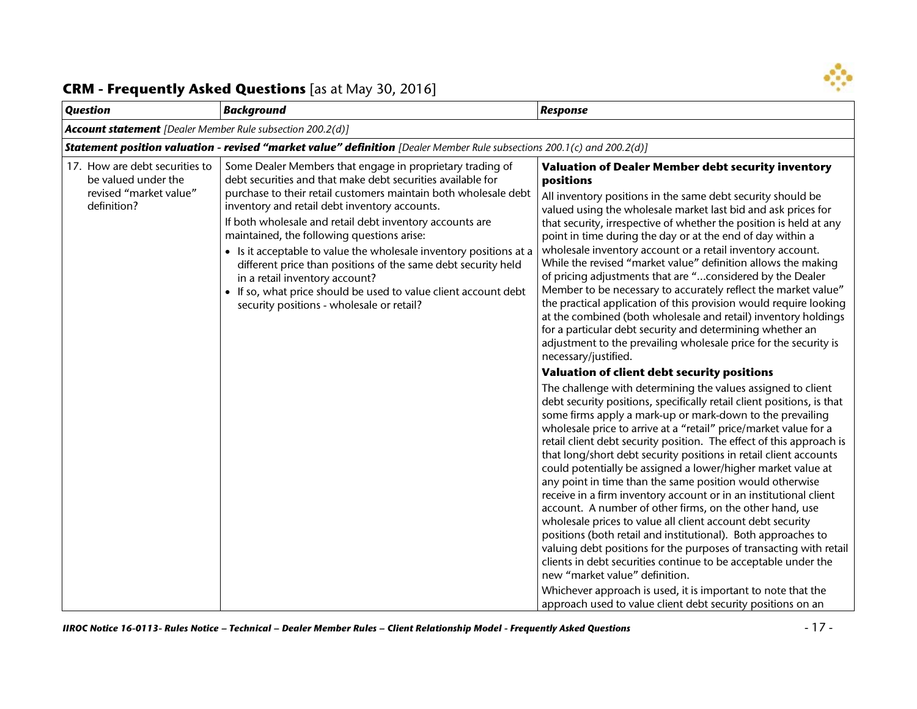## CRM - Frequently Asked Questions [as at May 30, 2016]

| *Question* | *Background* | *Response* |
|---|---|---|
| ***Account statement*** *[Dealer Member Rule subsection 200.2(d)]* | | |
| ***Statement position valuation - revised "market value" definition*** *[Dealer Member Rule subsections 200.1(c) and 200.2(d)]* | | |
| 17. How are debt securities to be valued under the revised "market value" definition? | Some Dealer Members that engage in proprietary trading of debt securities and that make debt securities available for purchase to their retail customers maintain both wholesale debt inventory and retail debt inventory accounts.<br>If both wholesale and retail debt inventory accounts are maintained, the following questions arise:<br>• Is it acceptable to value the wholesale inventory positions at a different price than positions of the same debt security held in a retail inventory account?<br>• If so, what price should be used to value client account debt security positions - wholesale or retail? | **Valuation of Dealer Member debt security inventory positions**<br>All inventory positions in the same debt security should be valued using the wholesale market last bid and ask prices for that security, irrespective of whether the position is held at any point in time during the day or at the end of day within a wholesale inventory account or a retail inventory account. While the revised "market value" definition allows the making of pricing adjustments that are "…considered by the Dealer Member to be necessary to accurately reflect the market value" the practical application of this provision would require looking at the combined (both wholesale and retail) inventory holdings for a particular debt security and determining whether an adjustment to the prevailing wholesale price for the security is necessary/justified.<br>**Valuation of client debt security positions**<br>The challenge with determining the values assigned to client debt security positions, specifically retail client positions, is that some firms apply a mark-up or mark-down to the prevailing wholesale price to arrive at a "retail" price/market value for a retail client debt security position. The effect of this approach is that long/short debt security positions in retail client accounts could potentially be assigned a lower/higher market value at any point in time than the same position would otherwise receive in a firm inventory account or in an institutional client account. A number of other firms, on the other hand, use wholesale prices to value all client account debt security positions (both retail and institutional). Both approaches to valuing debt positions for the purposes of transacting with retail clients in debt securities continue to be acceptable under the new "market value" definition.<br>Whichever approach is used, it is important to note that the approach used to value client debt security positions on an |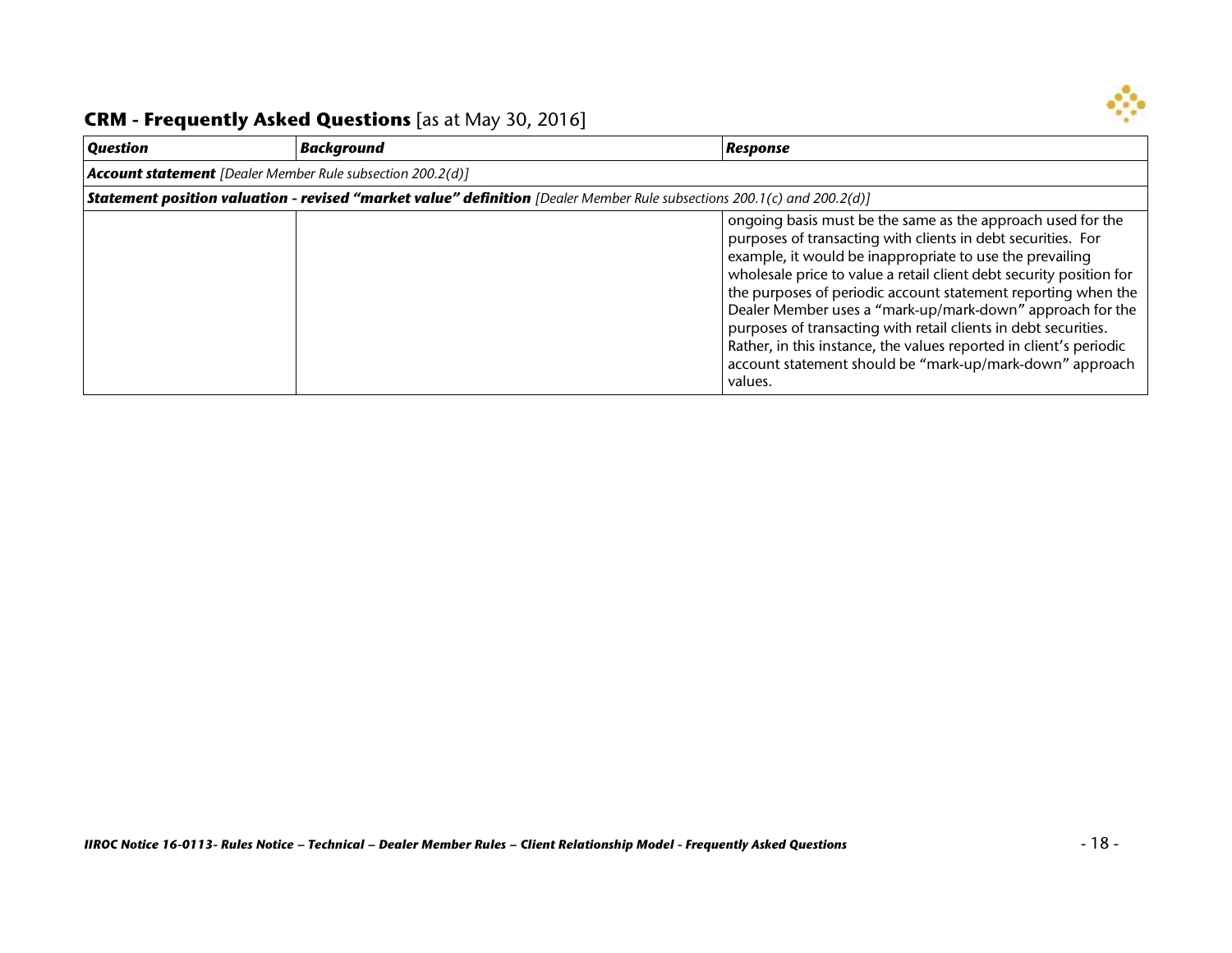## CRM - Frequently Asked Questions [as at May 30, 2016]

| *Question* | *Background* | *Response* |
|---|---|---|
| ***Account statement*** *[Dealer Member Rule subsection 200.2(d)]* | | |
| ***Statement position valuation - revised "market value" definition*** *[Dealer Member Rule subsections 200.1(c) and 200.2(d)]* | | |
| | | ongoing basis must be the same as the approach used for the purposes of transacting with clients in debt securities. For example, it would be inappropriate to use the prevailing wholesale price to value a retail client debt security position for the purposes of periodic account statement reporting when the Dealer Member uses a "mark-up/mark-down" approach for the purposes of transacting with retail clients in debt securities. Rather, in this instance, the values reported in client's periodic account statement should be "mark-up/mark-down" approach values. |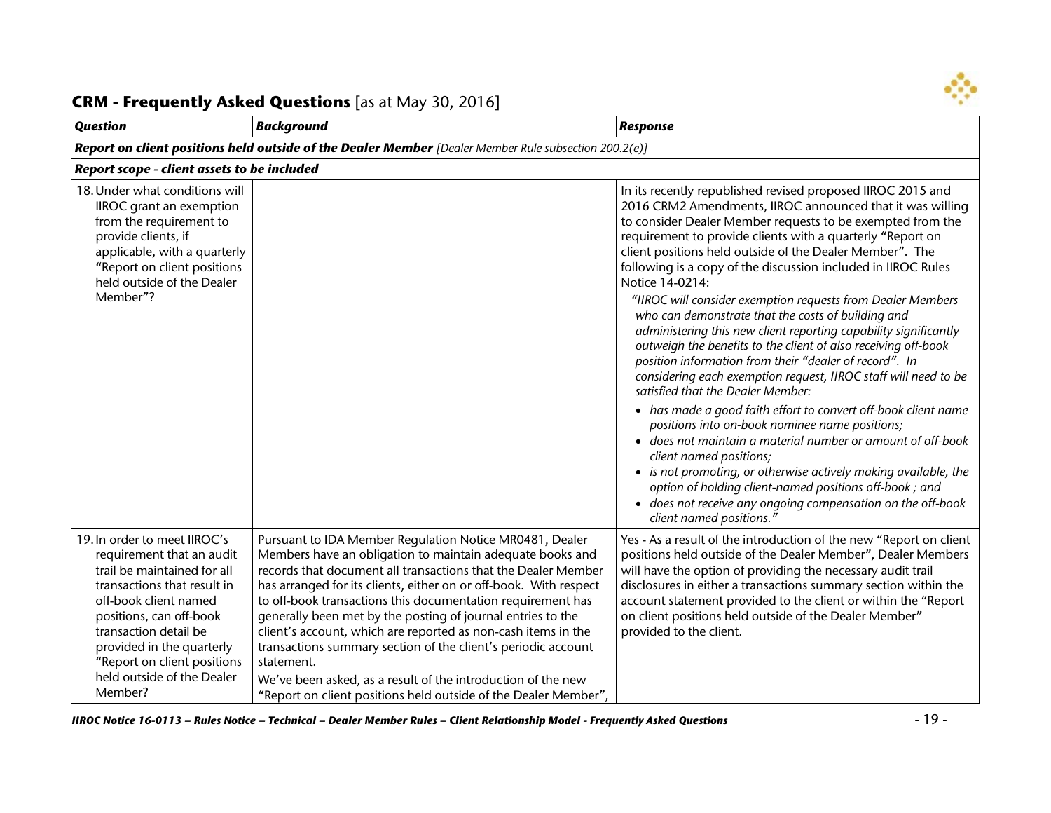## CRM - Frequently Asked Questions [as at May 30, 2016]

| *Question* | *Background* | *Response* |
|---|---|---|
| ***Report on client positions held outside of the Dealer Member*** *[Dealer Member Rule subsection 200.2(e)]* | | |
| ***Report scope - client assets to be included*** | | |
| 18. Under what conditions will IIROC grant an exemption from the requirement to provide clients, if applicable, with a quarterly "Report on client positions held outside of the Dealer Member"? | | In its recently republished revised proposed IIROC 2015 and 2016 CRM2 Amendments, IIROC announced that it was willing to consider Dealer Member requests to be exempted from the requirement to provide clients with a quarterly "Report on client positions held outside of the Dealer Member". The following is a copy of the discussion included in IIROC Rules Notice 14-0214:<br>*"IIROC will consider exemption requests from Dealer Members who can demonstrate that the costs of building and administering this new client reporting capability significantly outweigh the benefits to the client of also receiving off-book position information from their "dealer of record". In considering each exemption request, IIROC staff will need to be satisfied that the Dealer Member:*<br>• *has made a good faith effort to convert off-book client name positions into on-book nominee name positions;*<br>• *does not maintain a material number or amount of off-book client named positions;*<br>• *is not promoting, or otherwise actively making available, the option of holding client-named positions off-book ; and*<br>• *does not receive any ongoing compensation on the off-book client named positions."* |
| 19. In order to meet IIROC's requirement that an audit trail be maintained for all transactions that result in off-book client named positions, can off-book transaction detail be provided in the quarterly "Report on client positions held outside of the Dealer Member? | Pursuant to IDA Member Regulation Notice MR0481, Dealer Members have an obligation to maintain adequate books and records that document all transactions that the Dealer Member has arranged for its clients, either on or off-book. With respect to off-book transactions this documentation requirement has generally been met by the posting of journal entries to the client's account, which are reported as non-cash items in the transactions summary section of the client's periodic account statement.<br>We've been asked, as a result of the introduction of the new "Report on client positions held outside of the Dealer Member", | Yes - As a result of the introduction of the new "Report on client positions held outside of the Dealer Member", Dealer Members will have the option of providing the necessary audit trail disclosures in either a transactions summary section within the account statement provided to the client or within the "Report on client positions held outside of the Dealer Member" provided to the client. |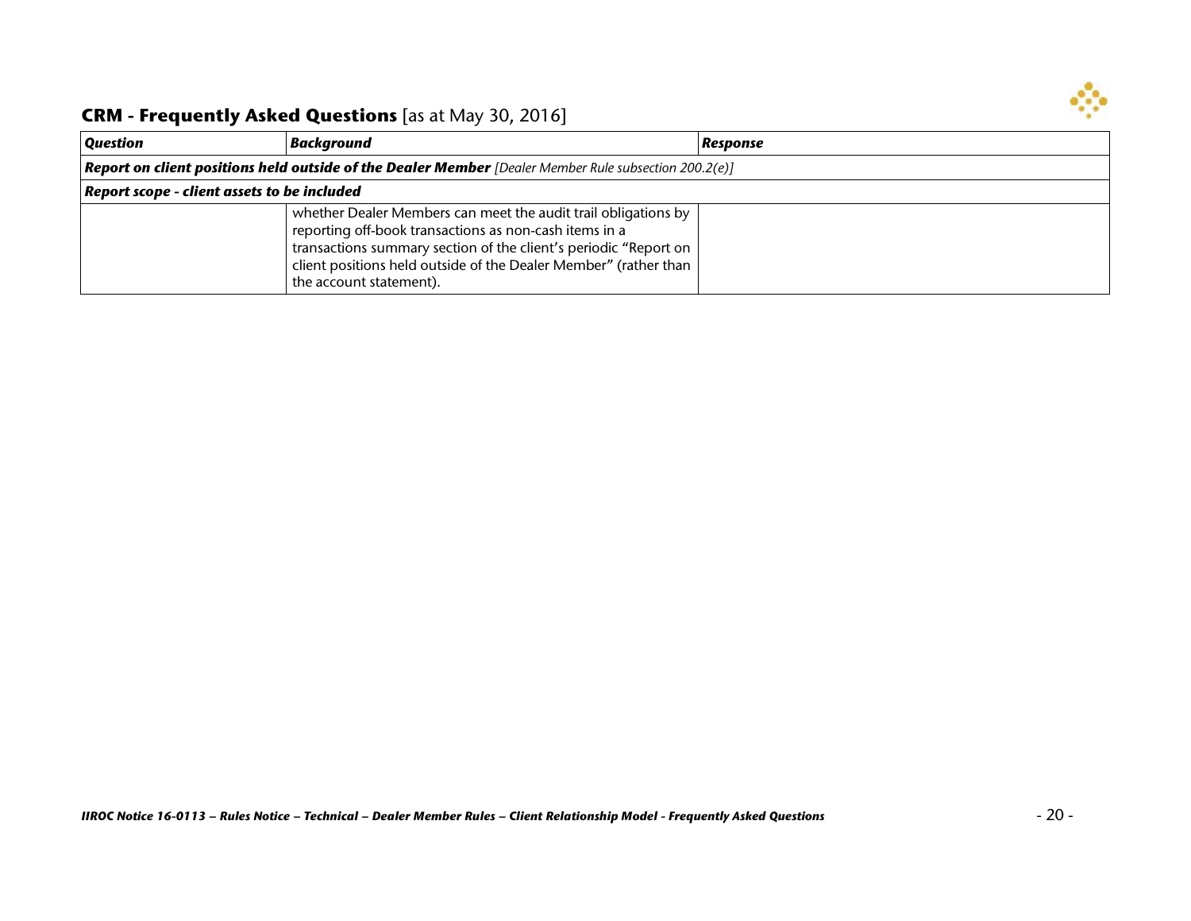## CRM - Frequently Asked Questions [as at May 30, 2016]

| *Question* | *Background* | *Response* |
|---|---|---|
| ***Report on client positions held outside of the Dealer Member*** *[Dealer Member Rule subsection 200.2(e)]* | | |
| ***Report scope - client assets to be included*** | | |
| | whether Dealer Members can meet the audit trail obligations by reporting off-book transactions as non-cash items in a transactions summary section of the client's periodic "Report on client positions held outside of the Dealer Member" (rather than the account statement). | |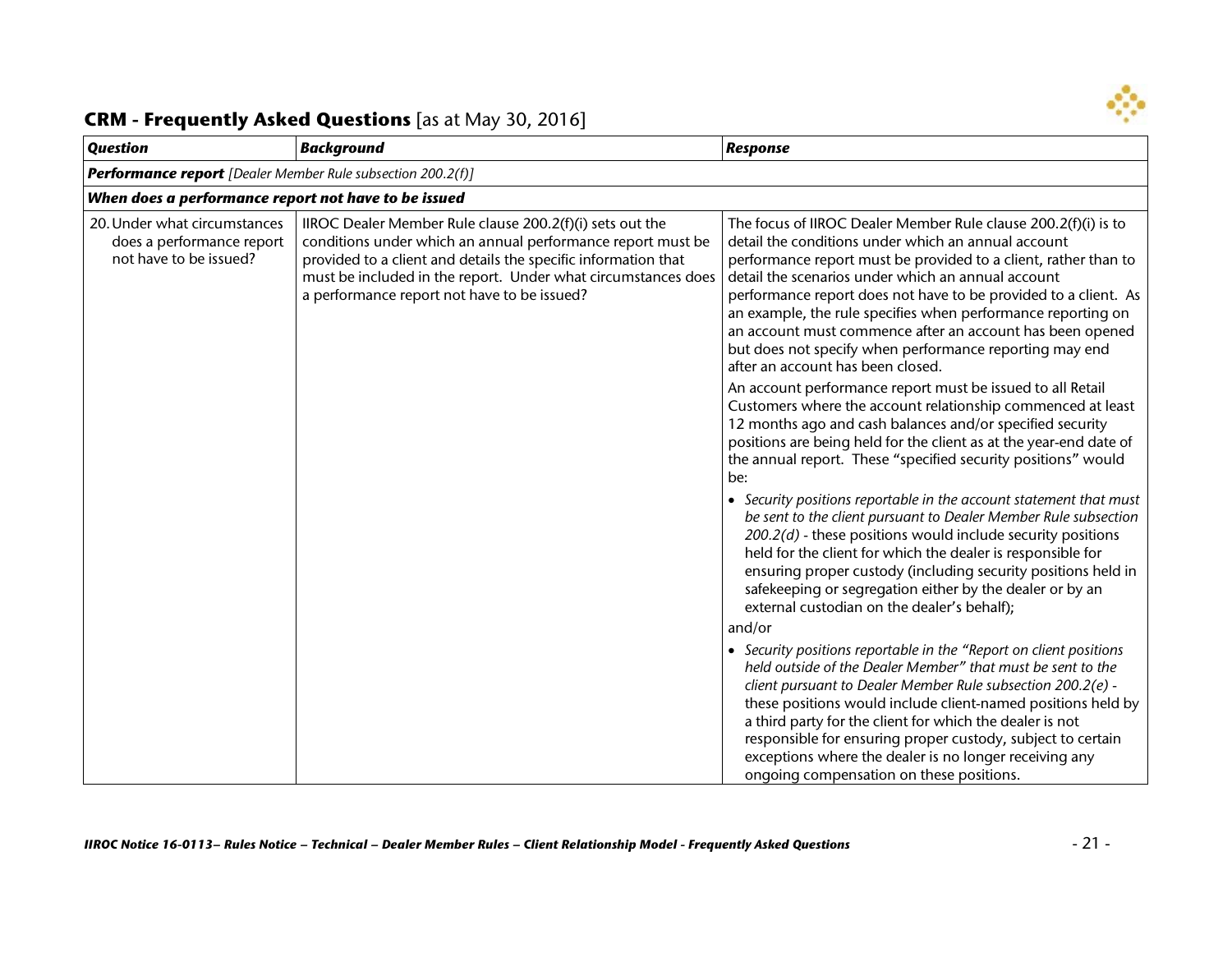## CRM - Frequently Asked Questions [as at May 30, 2016]

| *Question* | *Background* | *Response* |
|---|---|---|
| ***Performance report*** *[Dealer Member Rule subsection 200.2(f)]* | | |
| ***When does a performance report not have to be issued*** | | |
| 20. Under what circumstances does a performance report not have to be issued? | IIROC Dealer Member Rule clause 200.2(f)(i) sets out the conditions under which an annual performance report must be provided to a client and details the specific information that must be included in the report. Under what circumstances does a performance report not have to be issued? | The focus of IIROC Dealer Member Rule clause 200.2(f)(i) is to detail the conditions under which an annual account performance report must be provided to a client, rather than to detail the scenarios under which an annual account performance report does not have to be provided to a client. As an example, the rule specifies when performance reporting on an account must commence after an account has been opened but does not specify when performance reporting may end after an account has been closed.<br><br>An account performance report must be issued to all Retail Customers where the account relationship commenced at least 12 months ago and cash balances and/or specified security positions are being held for the client as at the year-end date of the annual report. These "specified security positions" would be:<br><br>• *Security positions reportable in the account statement that must be sent to the client pursuant to Dealer Member Rule subsection 200.2(d)* - these positions would include security positions held for the client for which the dealer is responsible for ensuring proper custody (including security positions held in safekeeping or segregation either by the dealer or by an external custodian on the dealer's behalf);<br><br>and/or<br><br>• *Security positions reportable in the "Report on client positions held outside of the Dealer Member" that must be sent to the client pursuant to Dealer Member Rule subsection 200.2(e)* - these positions would include client-named positions held by a third party for the client for which the dealer is not responsible for ensuring proper custody, subject to certain exceptions where the dealer is no longer receiving any ongoing compensation on these positions. |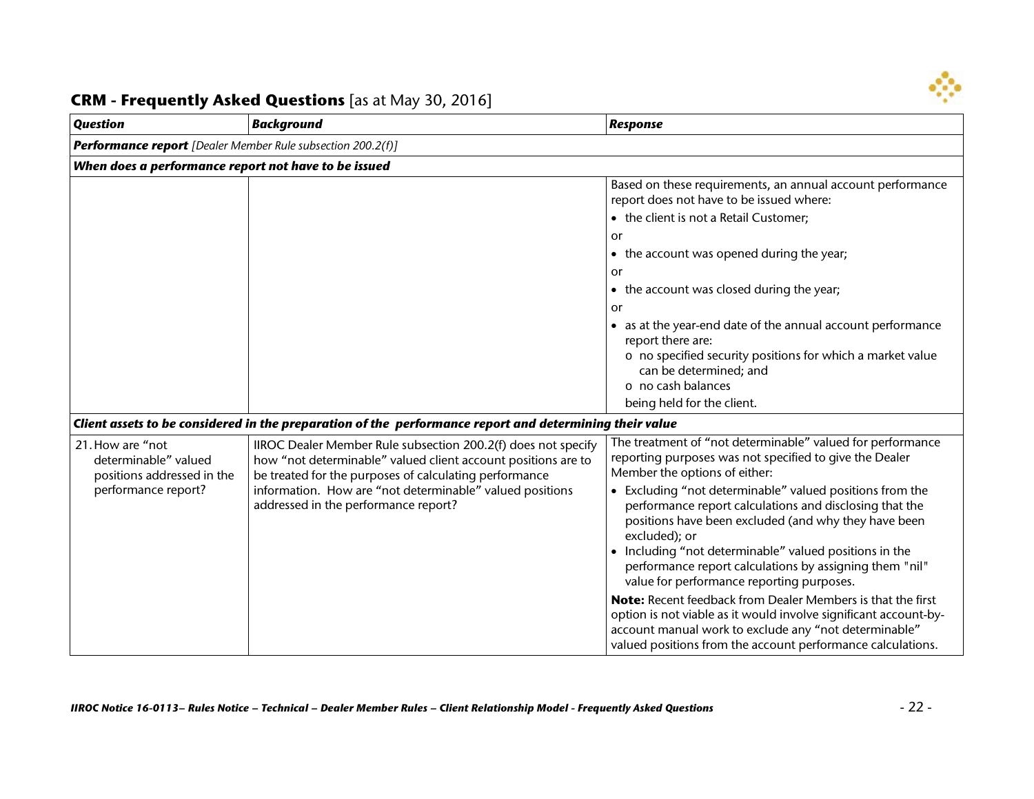## CRM - Frequently Asked Questions [as at May 30, 2016]

| *Question* | *Background* | *Response* |
|---|---|---|
| ***Performance report*** *[Dealer Member Rule subsection 200.2(f)]* | | |
| ***When does a performance report not have to be issued*** | | |
| | | Based on these requirements, an annual account performance report does not have to be issued where:<br>• the client is not a Retail Customer;<br>or<br>• the account was opened during the year;<br>or<br>• the account was closed during the year;<br>or<br>• as at the year-end date of the annual account performance report there are:<br>&nbsp;&nbsp;o no specified security positions for which a market value can be determined; and<br>&nbsp;&nbsp;o no cash balances<br>being held for the client. |
| ***Client assets to be considered in the preparation of the performance report and determining their value*** | | |
| 21. How are "not determinable" valued positions addressed in the performance report? | IIROC Dealer Member Rule subsection 200.2(f) does not specify how "not determinable" valued client account positions are to be treated for the purposes of calculating performance information. How are "not determinable" valued positions addressed in the performance report? | The treatment of "not determinable" valued for performance reporting purposes was not specified to give the Dealer Member the options of either:<br>• Excluding "not determinable" valued positions from the performance report calculations and disclosing that the positions have been excluded (and why they have been excluded); or<br>• Including "not determinable" valued positions in the performance report calculations by assigning them "nil" value for performance reporting purposes.<br>**Note:** Recent feedback from Dealer Members is that the first option is not viable as it would involve significant account-by-account manual work to exclude any "not determinable" valued positions from the account performance calculations. |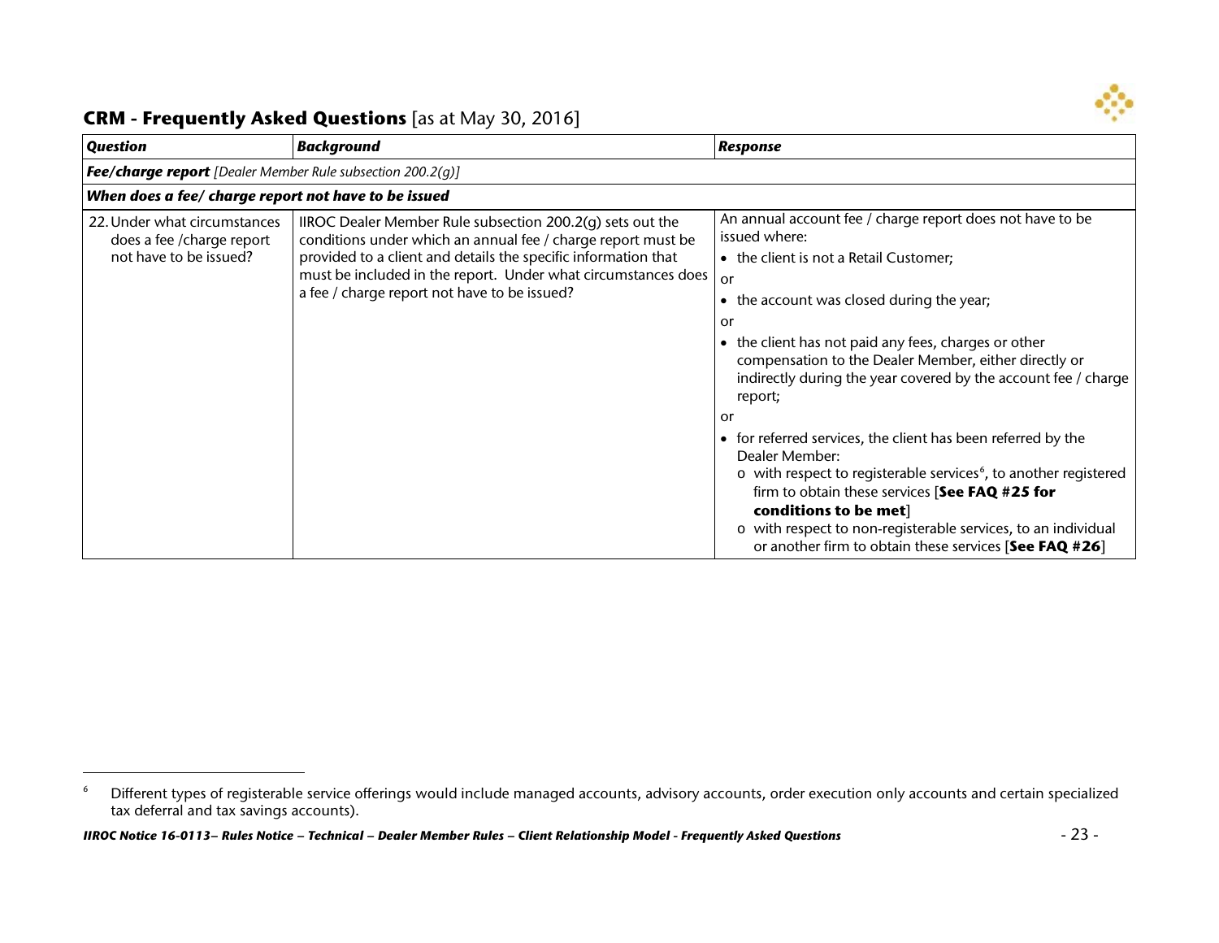## **CRM - Frequently Asked Questions** [as at May 30, 2016]

| ***Question*** | ***Background*** | ***Response*** |
|---|---|---|
| ***Fee/charge report*** *[Dealer Member Rule subsection 200.2(g)]* | | |
| ***When does a fee/ charge report not have to be issued*** | | |
| 22. Under what circumstances does a fee /charge report not have to be issued? | IIROC Dealer Member Rule subsection 200.2(g) sets out the conditions under which an annual fee / charge report must be provided to a client and details the specific information that must be included in the report. Under what circumstances does a fee / charge report not have to be issued? | An annual account fee / charge report does not have to be issued where:<br>• the client is not a Retail Customer;<br>or<br>• the account was closed during the year;<br>or<br>• the client has not paid any fees, charges or other compensation to the Dealer Member, either directly or indirectly during the year covered by the account fee / charge report;<br>or<br>• for referred services, the client has been referred by the Dealer Member:<br>o with respect to registerable services[6], to another registered firm to obtain these services [**See FAQ #25 for conditions to be met**]<br>o with respect to non-registerable services, to an individual or another firm to obtain these services [**See FAQ #26**] |

[6] Different types of registerable service offerings would include managed accounts, advisory accounts, order execution only accounts and certain specialized tax deferral and tax savings accounts).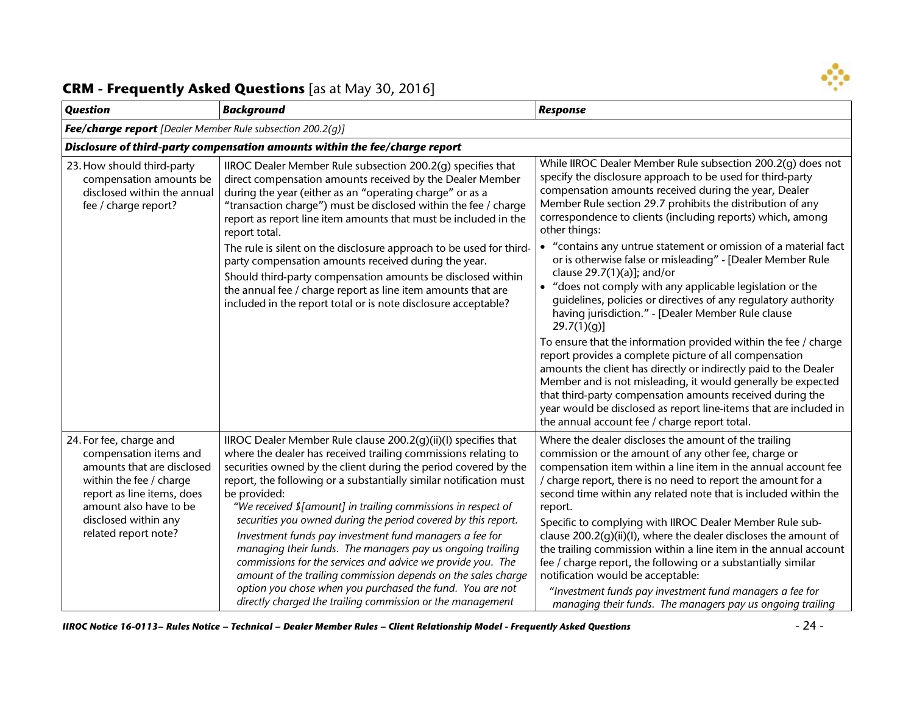## CRM - Frequently Asked Questions [as at May 30, 2016]

| *Question* | *Background* | *Response* |
|---|---|---|
| ***Fee/charge report*** *[Dealer Member Rule subsection 200.2(g)]* | | |
| ***Disclosure of third-party compensation amounts within the fee/charge report*** | | |
| 23. How should third-party compensation amounts be disclosed within the annual fee / charge report? | IIROC Dealer Member Rule subsection 200.2(g) specifies that direct compensation amounts received by the Dealer Member during the year (either as an "operating charge" or as a "transaction charge") must be disclosed within the fee / charge report as report line item amounts that must be included in the report total.<br>The rule is silent on the disclosure approach to be used for third-party compensation amounts received during the year.<br>Should third-party compensation amounts be disclosed within the annual fee / charge report as line item amounts that are included in the report total or is note disclosure acceptable? | While IIROC Dealer Member Rule subsection 200.2(g) does not specify the disclosure approach to be used for third-party compensation amounts received during the year, Dealer Member Rule section 29.7 prohibits the distribution of any correspondence to clients (including reports) which, among other things:<br>• "contains any untrue statement or omission of a material fact or is otherwise false or misleading" - [Dealer Member Rule clause 29.7(1)(a)]; and/or<br>• "does not comply with any applicable legislation or the guidelines, policies or directives of any regulatory authority having jurisdiction." - [Dealer Member Rule clause 29.7(1)(g)]<br>To ensure that the information provided within the fee / charge report provides a complete picture of all compensation amounts the client has directly or indirectly paid to the Dealer Member and is not misleading, it would generally be expected that third-party compensation amounts received during the year would be disclosed as report line-items that are included in the annual account fee / charge report total. |
| 24. For fee, charge and compensation items and amounts that are disclosed within the fee / charge report as line items, does amount also have to be disclosed within any related report note? | IIROC Dealer Member Rule clause 200.2(g)(ii)(I) specifies that where the dealer has received trailing commissions relating to securities owned by the client during the period covered by the report, the following or a substantially similar notification must be provided:<br>*"We received $[amount] in trailing commissions in respect of securities you owned during the period covered by this report. Investment funds pay investment fund managers a fee for managing their funds. The managers pay us ongoing trailing commissions for the services and advice we provide you. The amount of the trailing commission depends on the sales charge option you chose when you purchased the fund. You are not directly charged the trailing commission or the management* | Where the dealer discloses the amount of the trailing commission or the amount of any other fee, charge or compensation item within a line item in the annual account fee / charge report, there is no need to report the amount for a second time within any related note that is included within the report.<br>Specific to complying with IIROC Dealer Member Rule sub-clause 200.2(g)(ii)(I), where the dealer discloses the amount of the trailing commission within a line item in the annual account fee / charge report, the following or a substantially similar notification would be acceptable:<br>*"Investment funds pay investment fund managers a fee for managing their funds. The managers pay us ongoing trailing* |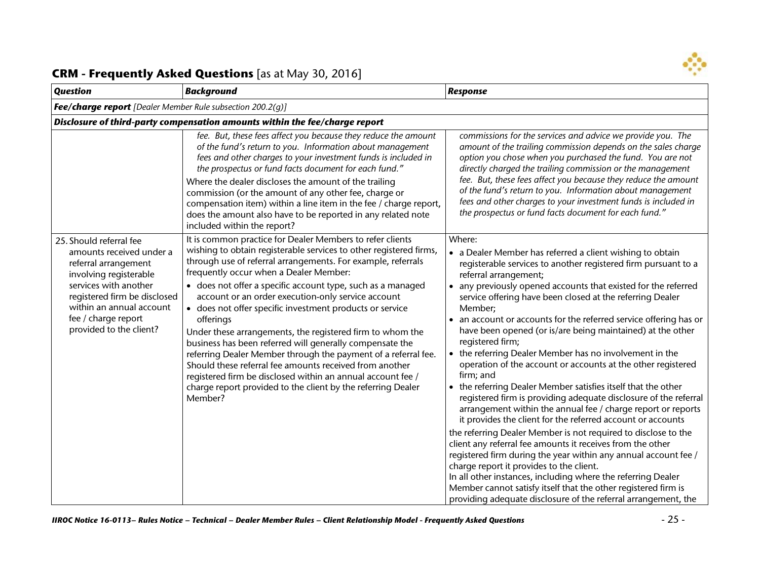## CRM - Frequently Asked Questions [as at May 30, 2016]

| Question | Background | Response |
|---|---|---|
| ***Fee/charge report*** *[Dealer Member Rule subsection 200.2(g)]* | | |
| ***Disclosure of third-party compensation amounts within the fee/charge report*** | | |
| | *fee. But, these fees affect you because they reduce the amount of the fund's return to you. Information about management fees and other charges to your investment funds is included in the prospectus or fund facts document for each fund."* <br> Where the dealer discloses the amount of the trailing commission (or the amount of any other fee, charge or compensation item) within a line item in the fee / charge report, does the amount also have to be reported in any related note included within the report? | *commissions for the services and advice we provide you. The amount of the trailing commission depends on the sales charge option you chose when you purchased the fund. You are not directly charged the trailing commission or the management fee. But, these fees affect you because they reduce the amount of the fund's return to you. Information about management fees and other charges to your investment funds is included in the prospectus or fund facts document for each fund."* |
| 25. Should referral fee amounts received under a referral arrangement involving registerable services with another registered firm be disclosed within an annual account fee / charge report provided to the client? | It is common practice for Dealer Members to refer clients wishing to obtain registerable services to other registered firms, through use of referral arrangements. For example, referrals frequently occur when a Dealer Member: <br> • does not offer a specific account type, such as a managed account or an order execution-only service account <br> • does not offer specific investment products or service offerings <br> Under these arrangements, the registered firm to whom the business has been referred will generally compensate the referring Dealer Member through the payment of a referral fee. Should these referral fee amounts received from another registered firm be disclosed within an annual account fee / charge report provided to the client by the referring Dealer Member? | Where: <br> • a Dealer Member has referred a client wishing to obtain registerable services to another registered firm pursuant to a referral arrangement; <br> • any previously opened accounts that existed for the referred service offering have been closed at the referring Dealer Member; <br> • an account or accounts for the referred service offering has or have been opened (or is/are being maintained) at the other registered firm; <br> • the referring Dealer Member has no involvement in the operation of the account or accounts at the other registered firm; and <br> • the referring Dealer Member satisfies itself that the other registered firm is providing adequate disclosure of the referral arrangement within the annual fee / charge report or reports it provides the client for the referred account or accounts <br> the referring Dealer Member is not required to disclose to the client any referral fee amounts it receives from the other registered firm during the year within any annual account fee / charge report it provides to the client. <br> In all other instances, including where the referring Dealer Member cannot satisfy itself that the other registered firm is providing adequate disclosure of the referral arrangement, the |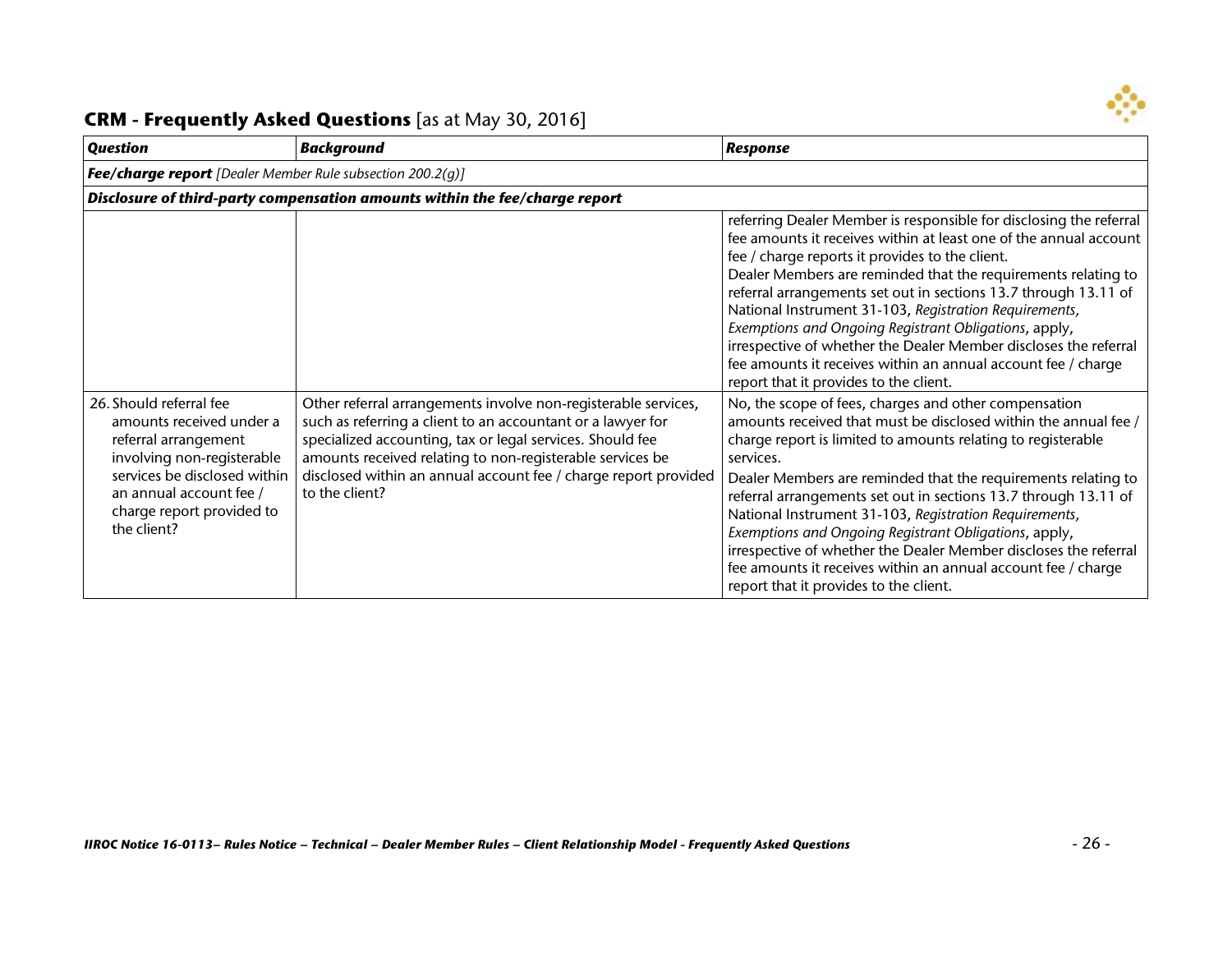## CRM - Frequently Asked Questions [as at May 30, 2016]

| Question | Background | Response |
|---|---|---|
| ***Fee/charge report*** *[Dealer Member Rule subsection 200.2(g)]* | | |
| ***Disclosure of third-party compensation amounts within the fee/charge report*** | | |
| | | referring Dealer Member is responsible for disclosing the referral fee amounts it receives within at least one of the annual account fee / charge reports it provides to the client.<br>Dealer Members are reminded that the requirements relating to referral arrangements set out in sections 13.7 through 13.11 of National Instrument 31-103, *Registration Requirements, Exemptions and Ongoing Registrant Obligations*, apply, irrespective of whether the Dealer Member discloses the referral fee amounts it receives within an annual account fee / charge report that it provides to the client. |
| 26. Should referral fee amounts received under a referral arrangement involving non-registerable services be disclosed within an annual account fee / charge report provided to the client? | Other referral arrangements involve non-registerable services, such as referring a client to an accountant or a lawyer for specialized accounting, tax or legal services. Should fee amounts received relating to non-registerable services be disclosed within an annual account fee / charge report provided to the client? | No, the scope of fees, charges and other compensation amounts received that must be disclosed within the annual fee / charge report is limited to amounts relating to registerable services.<br>Dealer Members are reminded that the requirements relating to referral arrangements set out in sections 13.7 through 13.11 of National Instrument 31-103, *Registration Requirements, Exemptions and Ongoing Registrant Obligations*, apply, irrespective of whether the Dealer Member discloses the referral fee amounts it receives within an annual account fee / charge report that it provides to the client. |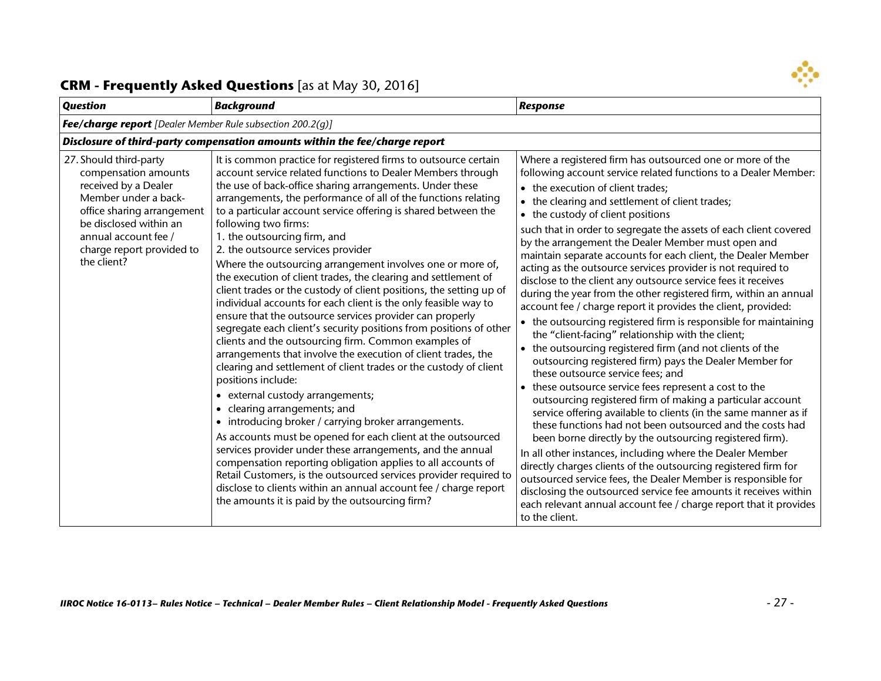## CRM - Frequently Asked Questions [as at May 30, 2016]

| Question | Background | Response |
|---|---|---|
| ***Fee/charge report*** *[Dealer Member Rule subsection 200.2(g)]* | | |
| ***Disclosure of third-party compensation amounts within the fee/charge report*** | | |
| 27. Should third-party compensation amounts received by a Dealer Member under a back-office sharing arrangement be disclosed within an annual account fee / charge report provided to the client? | It is common practice for registered firms to outsource certain account service related functions to Dealer Members through the use of back-office sharing arrangements. Under these arrangements, the performance of all of the functions relating to a particular account service offering is shared between the following two firms:<br>1. the outsourcing firm, and<br>2. the outsource services provider<br>Where the outsourcing arrangement involves one or more of, the execution of client trades, the clearing and settlement of client trades or the custody of client positions, the setting up of individual accounts for each client is the only feasible way to ensure that the outsource services provider can properly segregate each client's security positions from positions of other clients and the outsourcing firm. Common examples of arrangements that involve the execution of client trades, the clearing and settlement of client trades or the custody of client positions include:<br>• external custody arrangements;<br>• clearing arrangements; and<br>• introducing broker / carrying broker arrangements.<br>As accounts must be opened for each client at the outsourced services provider under these arrangements, and the annual compensation reporting obligation applies to all accounts of Retail Customers, is the outsourced services provider required to disclose to clients within an annual account fee / charge report the amounts it is paid by the outsourcing firm? | Where a registered firm has outsourced one or more of the following account service related functions to a Dealer Member:<br>• the execution of client trades;<br>• the clearing and settlement of client trades;<br>• the custody of client positions<br>such that in order to segregate the assets of each client covered by the arrangement the Dealer Member must open and maintain separate accounts for each client, the Dealer Member acting as the outsource services provider is not required to disclose to the client any outsource service fees it receives during the year from the other registered firm, within an annual account fee / charge report it provides the client, provided:<br>• the outsourcing registered firm is responsible for maintaining the "client-facing" relationship with the client;<br>• the outsourcing registered firm (and not clients of the outsourcing registered firm) pays the Dealer Member for these outsource service fees; and<br>• these outsource service fees represent a cost to the outsourcing registered firm of making a particular account service offering available to clients (in the same manner as if these functions had not been outsourced and the costs had been borne directly by the outsourcing registered firm).<br>In all other instances, including where the Dealer Member directly charges clients of the outsourcing registered firm for outsourced service fees, the Dealer Member is responsible for disclosing the outsourced service fee amounts it receives within each relevant annual account fee / charge report that it provides to the client. |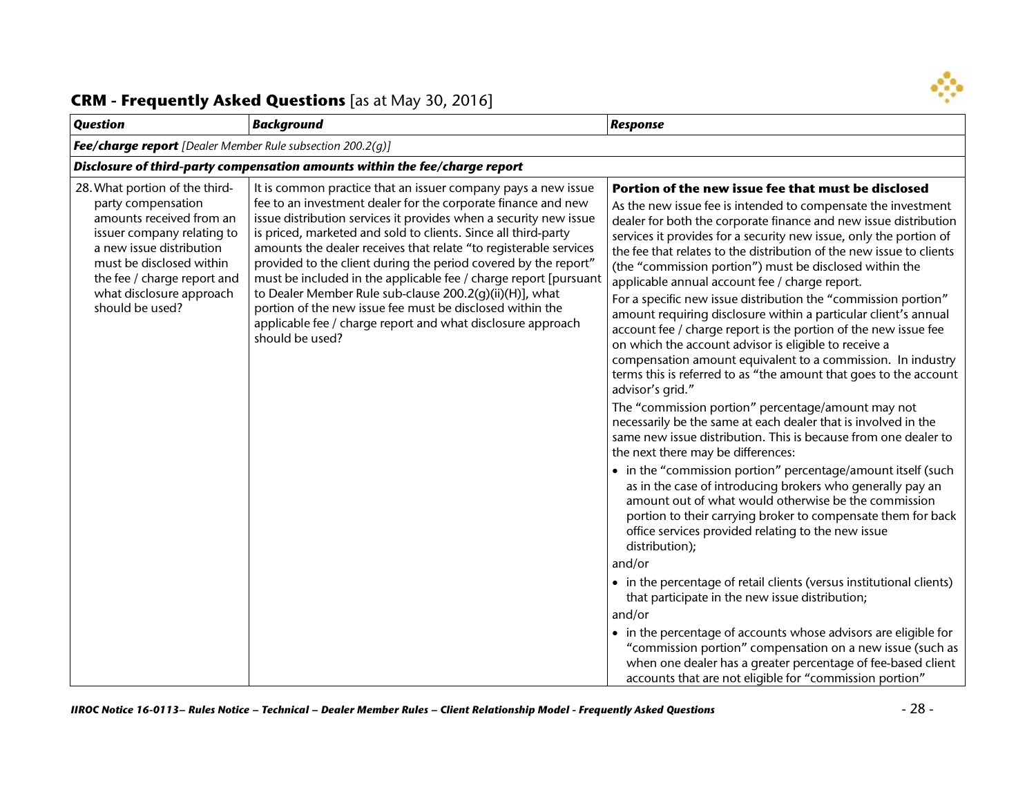## CRM - Frequently Asked Questions [as at May 30, 2016]

| *Question* | *Background* | *Response* |
|---|---|---|
| ***Fee/charge report*** *[Dealer Member Rule subsection 200.2(g)]* | | |
| ***Disclosure of third-party compensation amounts within the fee/charge report*** | | |
| 28. What portion of the third-party compensation amounts received from an issuer company relating to a new issue distribution must be disclosed within the fee / charge report and what disclosure approach should be used? | It is common practice that an issuer company pays a new issue fee to an investment dealer for the corporate finance and new issue distribution services it provides when a security new issue is priced, marketed and sold to clients. Since all third-party amounts the dealer receives that relate "to registerable services provided to the client during the period covered by the report" must be included in the applicable fee / charge report [pursuant to Dealer Member Rule sub-clause 200.2(g)(ii)(H)], what portion of the new issue fee must be disclosed within the applicable fee / charge report and what disclosure approach should be used? | **Portion of the new issue fee that must be disclosed**<br>As the new issue fee is intended to compensate the investment dealer for both the corporate finance and new issue distribution services it provides for a security new issue, only the portion of the fee that relates to the distribution of the new issue to clients (the "commission portion") must be disclosed within the applicable annual account fee / charge report.<br>For a specific new issue distribution the "commission portion" amount requiring disclosure within a particular client's annual account fee / charge report is the portion of the new issue fee on which the account advisor is eligible to receive a compensation amount equivalent to a commission. In industry terms this is referred to as "the amount that goes to the account advisor's grid."<br>The "commission portion" percentage/amount may not necessarily be the same at each dealer that is involved in the same new issue distribution. This is because from one dealer to the next there may be differences:<br>• in the "commission portion" percentage/amount itself (such as in the case of introducing brokers who generally pay an amount out of what would otherwise be the commission portion to their carrying broker to compensate them for back office services provided relating to the new issue distribution);<br>and/or<br>• in the percentage of retail clients (versus institutional clients) that participate in the new issue distribution;<br>and/or<br>• in the percentage of accounts whose advisors are eligible for "commission portion" compensation on a new issue (such as when one dealer has a greater percentage of fee-based client accounts that are not eligible for "commission portion" |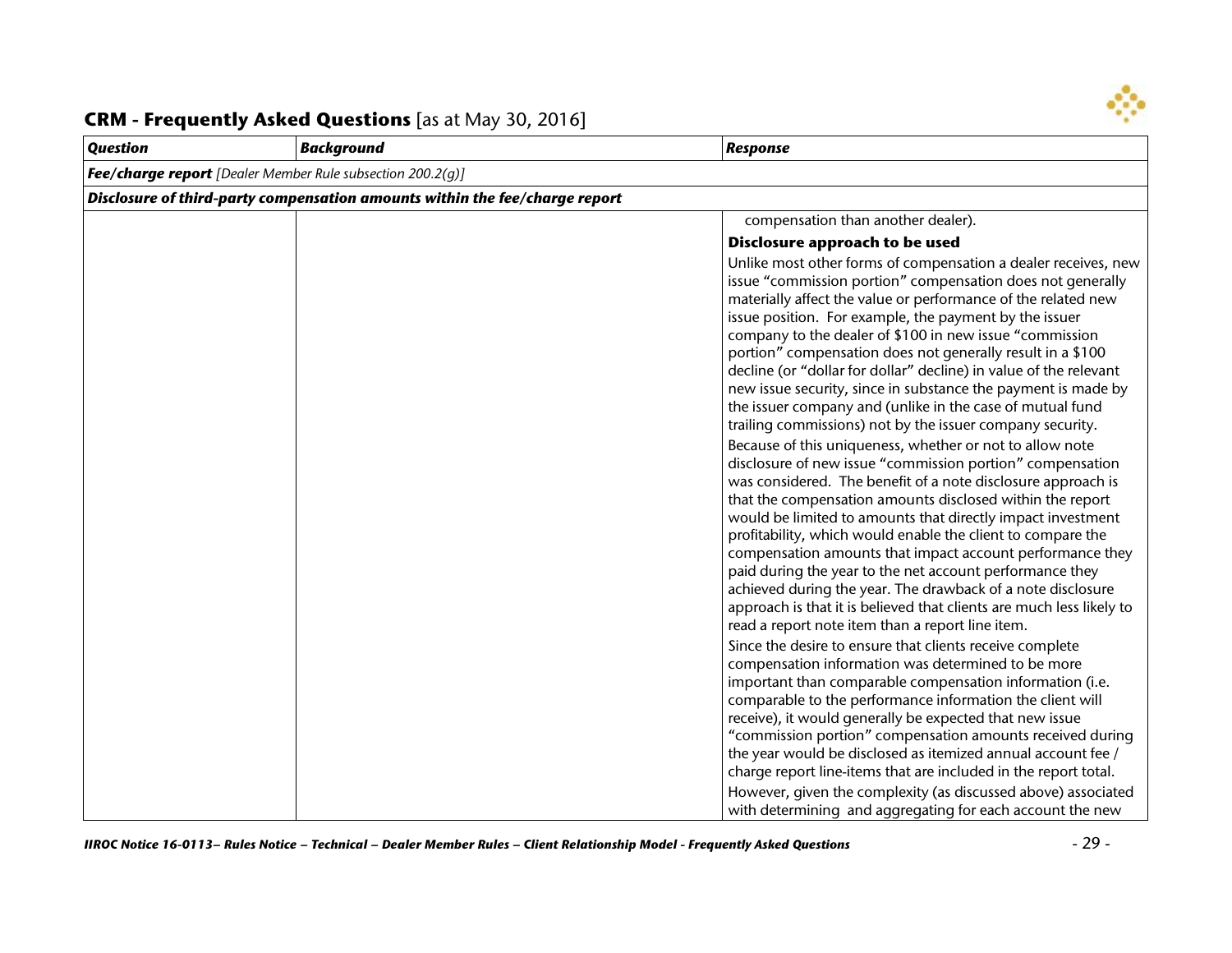## CRM - Frequently Asked Questions [as at May 30, 2016]

| *Question* | *Background* | *Response* |
|---|---|---|
| ***Fee/charge report*** *[Dealer Member Rule subsection 200.2(g)]* | | |
| ***Disclosure of third-party compensation amounts within the fee/charge report*** | | |
| | | compensation than another dealer).<br><br>**Disclosure approach to be used**<br><br>Unlike most other forms of compensation a dealer receives, new issue "commission portion" compensation does not generally materially affect the value or performance of the related new issue position. For example, the payment by the issuer company to the dealer of $100 in new issue "commission portion" compensation does not generally result in a $100 decline (or "dollar for dollar" decline) in value of the relevant new issue security, since in substance the payment is made by the issuer company and (unlike in the case of mutual fund trailing commissions) not by the issuer company security.<br><br>Because of this uniqueness, whether or not to allow note disclosure of new issue "commission portion" compensation was considered. The benefit of a note disclosure approach is that the compensation amounts disclosed within the report would be limited to amounts that directly impact investment profitability, which would enable the client to compare the compensation amounts that impact account performance they paid during the year to the net account performance they achieved during the year. The drawback of a note disclosure approach is that it is believed that clients are much less likely to read a report note item than a report line item.<br><br>Since the desire to ensure that clients receive complete compensation information was determined to be more important than comparable compensation information (i.e. comparable to the performance information the client will receive), it would generally be expected that new issue "commission portion" compensation amounts received during the year would be disclosed as itemized annual account fee / charge report line-items that are included in the report total.<br><br>However, given the complexity (as discussed above) associated with determining and aggregating for each account the new |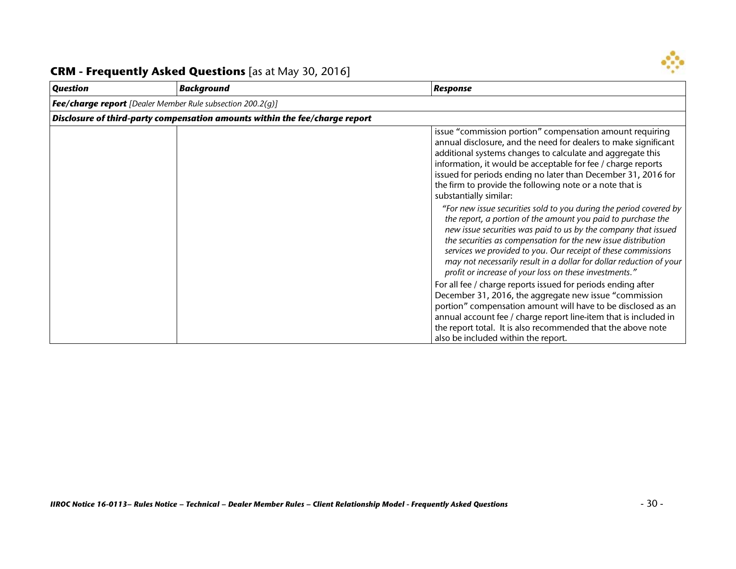## CRM - Frequently Asked Questions [as at May 30, 2016]

| *Question* | *Background* | *Response* |
| --- | --- | --- |
| ***Fee/charge report*** *[Dealer Member Rule subsection 200.2(g)]* | | |
| ***Disclosure of third-party compensation amounts within the fee/charge report*** | | |
| | | issue "commission portion" compensation amount requiring annual disclosure, and the need for dealers to make significant additional systems changes to calculate and aggregate this information, it would be acceptable for fee / charge reports issued for periods ending no later than December 31, 2016 for the firm to provide the following note or a note that is substantially similar:<br><br>*"For new issue securities sold to you during the period covered by the report, a portion of the amount you paid to purchase the new issue securities was paid to us by the company that issued the securities as compensation for the new issue distribution services we provided to you. Our receipt of these commissions may not necessarily result in a dollar for dollar reduction of your profit or increase of your loss on these investments."*<br><br>For all fee / charge reports issued for periods ending after December 31, 2016, the aggregate new issue "commission portion" compensation amount will have to be disclosed as an annual account fee / charge report line-item that is included in the report total. It is also recommended that the above note also be included within the report. |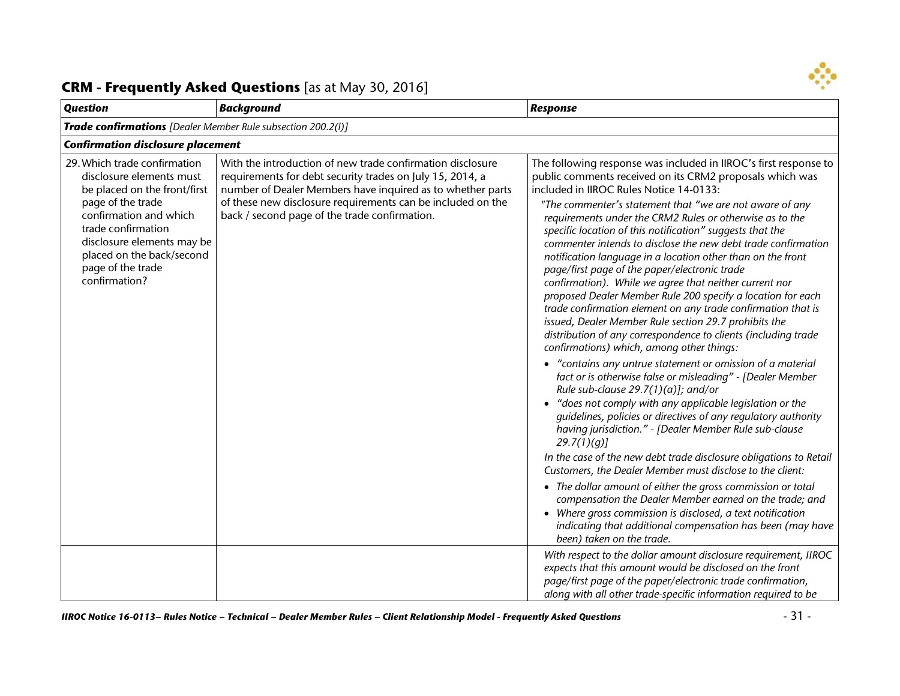## CRM - Frequently Asked Questions [as at May 30, 2016]

| ***Question*** | ***Background*** | ***Response*** |
|---|---|---|
| ***Trade confirmations*** *[Dealer Member Rule subsection 200.2(l)]* | | |
| ***Confirmation disclosure placement*** | | |
| 29. Which trade confirmation disclosure elements must be placed on the front/first page of the trade confirmation and which trade confirmation disclosure elements may be placed on the back/second page of the trade confirmation? | With the introduction of new trade confirmation disclosure requirements for debt security trades on July 15, 2014, a number of Dealer Members have inquired as to whether parts of these new disclosure requirements can be included on the back / second page of the trade confirmation. | The following response was included in IIROC's first response to public comments received on its CRM2 proposals which was included in IIROC Rules Notice 14-0133:<br><br>*"The commenter's statement that "we are not aware of any requirements under the CRM2 Rules or otherwise as to the specific location of this notification" suggests that the commenter intends to disclose the new debt trade confirmation notification language in a location other than on the front page/first page of the paper/electronic trade confirmation). While we agree that neither current nor proposed Dealer Member Rule 200 specify a location for each trade confirmation element on any trade confirmation that is issued, Dealer Member Rule section 29.7 prohibits the distribution of any correspondence to clients (including trade confirmations) which, among other things:*<br><br>• *"contains any untrue statement or omission of a material fact or is otherwise false or misleading" - [Dealer Member Rule sub-clause 29.7(1)(a)]; and/or*<br>• *"does not comply with any applicable legislation or the guidelines, policies or directives of any regulatory authority having jurisdiction." - [Dealer Member Rule sub-clause 29.7(1)(g)]*<br><br>*In the case of the new debt trade disclosure obligations to Retail Customers, the Dealer Member must disclose to the client:*<br><br>• *The dollar amount of either the gross commission or total compensation the Dealer Member earned on the trade; and*<br>• *Where gross commission is disclosed, a text notification indicating that additional compensation has been (may have been) taken on the trade.* |
| | | *With respect to the dollar amount disclosure requirement, IIROC expects that this amount would be disclosed on the front page/first page of the paper/electronic trade confirmation, along with all other trade-specific information required to be* |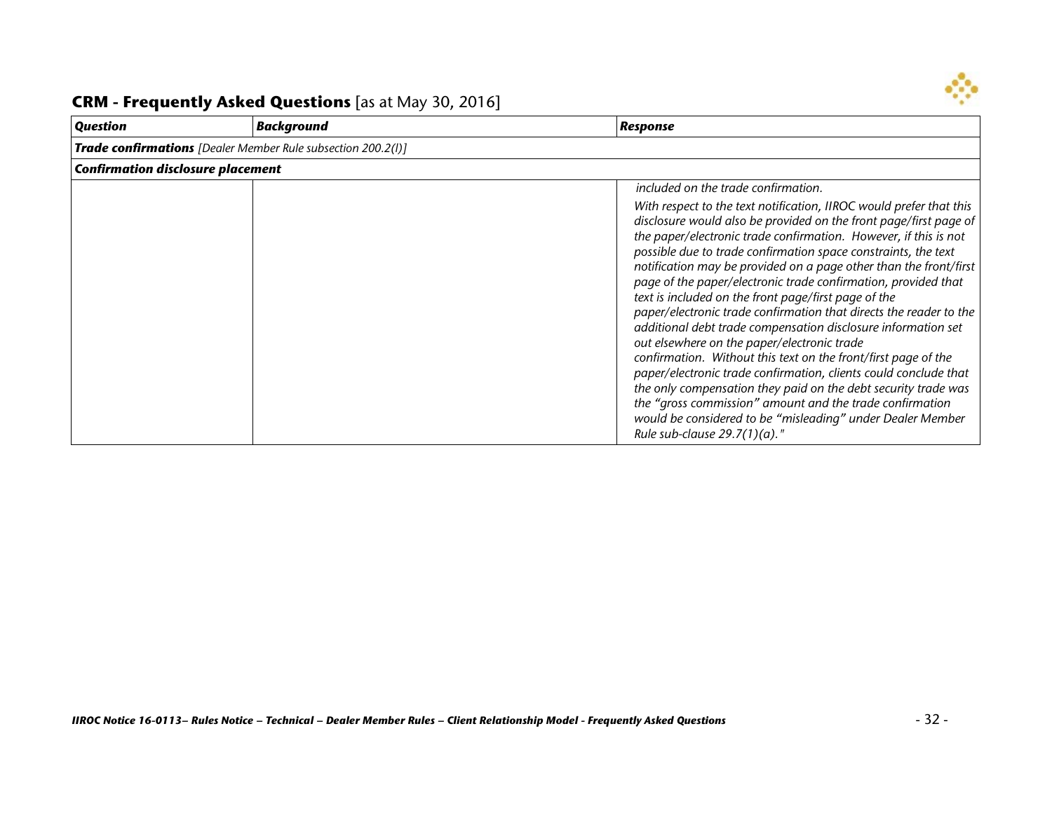## CRM - Frequently Asked Questions [as at May 30, 2016]

| *Question* | *Background* | *Response* |
|---|---|---|
| ***Trade confirmations*** *[Dealer Member Rule subsection 200.2(l)]* | | |
| ***Confirmation disclosure placement*** | | |
| | | *included on the trade confirmation.* <br><br> *With respect to the text notification, IIROC would prefer that this disclosure would also be provided on the front page/first page of the paper/electronic trade confirmation. However, if this is not possible due to trade confirmation space constraints, the text notification may be provided on a page other than the front/first page of the paper/electronic trade confirmation, provided that text is included on the front page/first page of the paper/electronic trade confirmation that directs the reader to the additional debt trade compensation disclosure information set out elsewhere on the paper/electronic trade confirmation. Without this text on the front/first page of the paper/electronic trade confirmation, clients could conclude that the only compensation they paid on the debt security trade was the "gross commission" amount and the trade confirmation would be considered to be "misleading" under Dealer Member Rule sub-clause 29.7(1)(a)."* |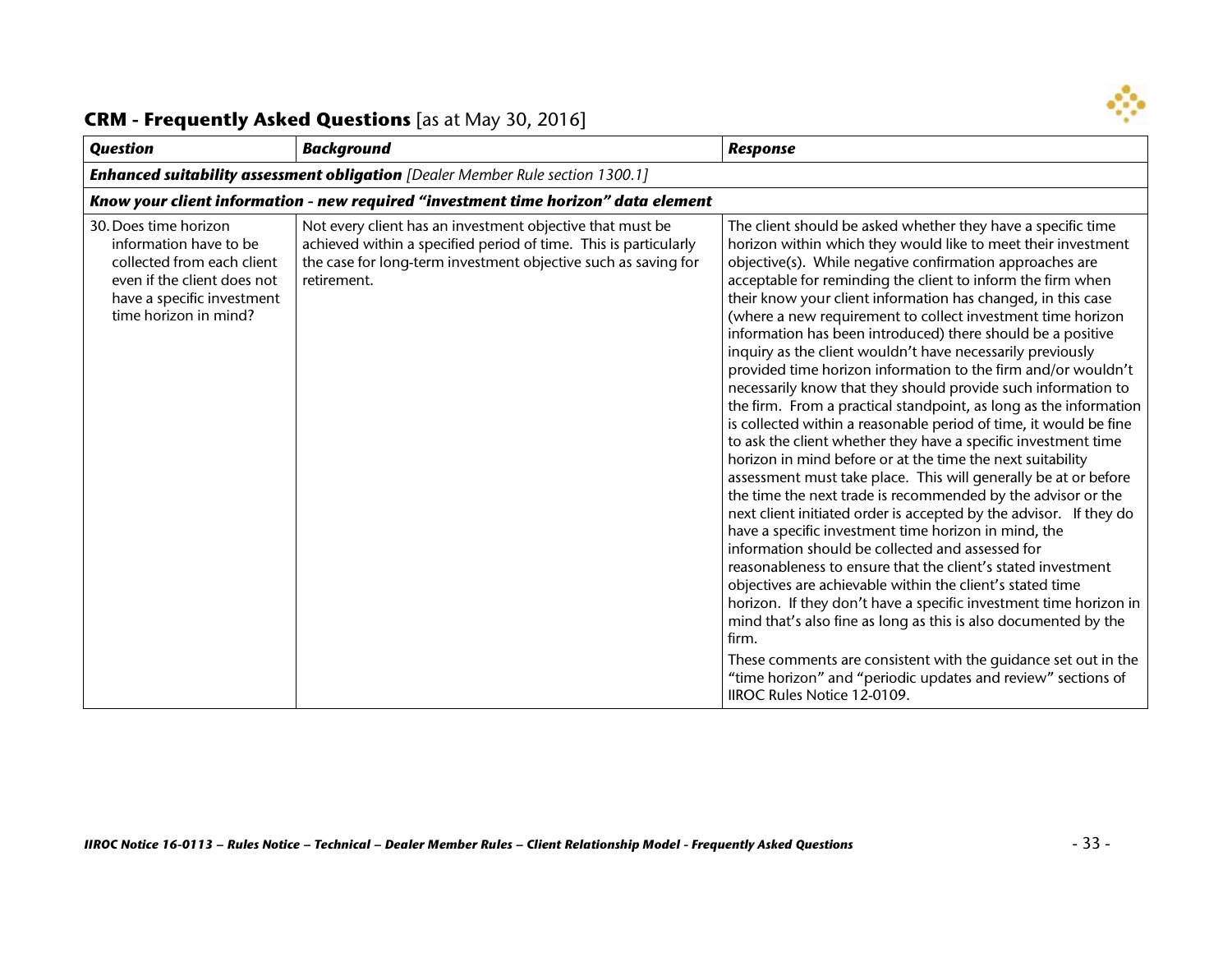## CRM - Frequently Asked Questions [as at May 30, 2016]

| *Question* | *Background* | *Response* |
|---|---|---|
| ***Enhanced suitability assessment obligation*** *[Dealer Member Rule section 1300.1]* | | |
| ***Know your client information - new required "investment time horizon" data element*** | | |
| 30. Does time horizon information have to be collected from each client even if the client does not have a specific investment time horizon in mind? | Not every client has an investment objective that must be achieved within a specified period of time. This is particularly the case for long-term investment objective such as saving for retirement. | The client should be asked whether they have a specific time horizon within which they would like to meet their investment objective(s). While negative confirmation approaches are acceptable for reminding the client to inform the firm when their know your client information has changed, in this case (where a new requirement to collect investment time horizon information has been introduced) there should be a positive inquiry as the client wouldn't have necessarily previously provided time horizon information to the firm and/or wouldn't necessarily know that they should provide such information to the firm. From a practical standpoint, as long as the information is collected within a reasonable period of time, it would be fine to ask the client whether they have a specific investment time horizon in mind before or at the time the next suitability assessment must take place. This will generally be at or before the time the next trade is recommended by the advisor or the next client initiated order is accepted by the advisor. If they do have a specific investment time horizon in mind, the information should be collected and assessed for reasonableness to ensure that the client's stated investment objectives are achievable within the client's stated time horizon. If they don't have a specific investment time horizon in mind that's also fine as long as this is also documented by the firm.<br><br>These comments are consistent with the guidance set out in the "time horizon" and "periodic updates and review" sections of IIROC Rules Notice 12-0109. |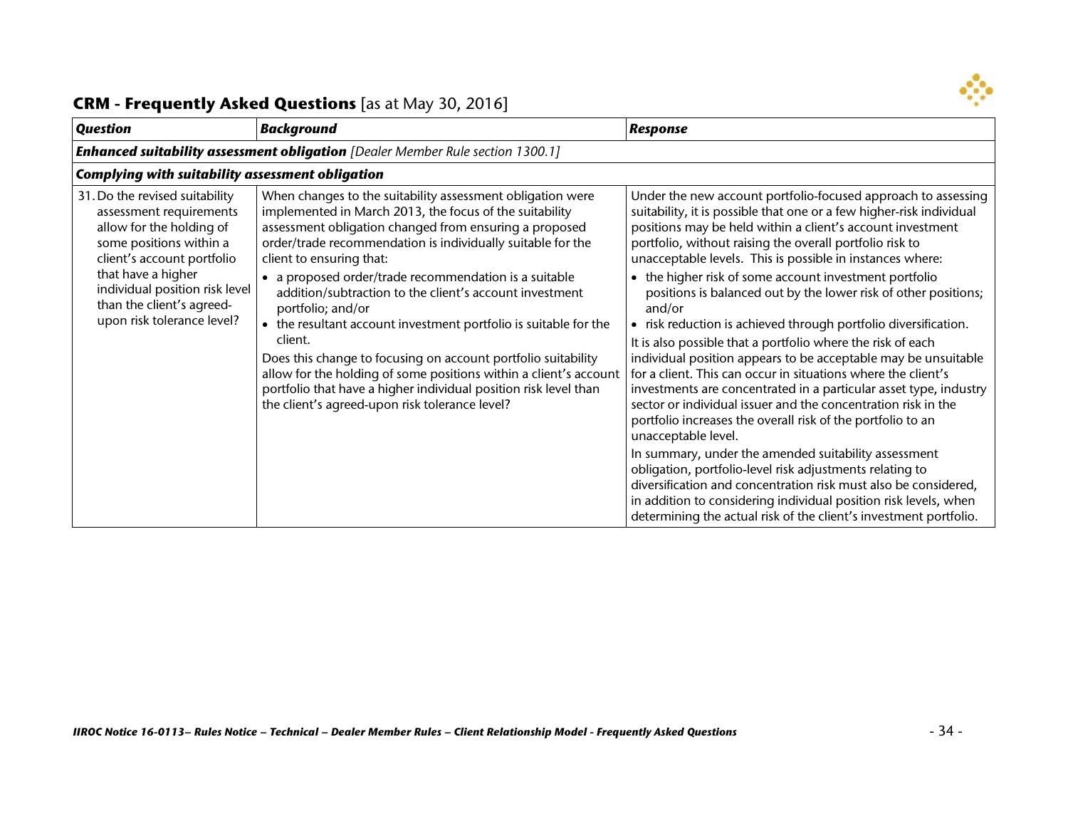## CRM - Frequently Asked Questions [as at May 30, 2016]

| ***Question*** | ***Background*** | ***Response*** |
|---|---|---|
| ***Enhanced suitability assessment obligation*** *[Dealer Member Rule section 1300.1]* | | |
| ***Complying with suitability assessment obligation*** | | |
| 31. Do the revised suitability assessment requirements allow for the holding of some positions within a client's account portfolio that have a higher individual position risk level than the client's agreed-upon risk tolerance level? | When changes to the suitability assessment obligation were implemented in March 2013, the focus of the suitability assessment obligation changed from ensuring a proposed order/trade recommendation is individually suitable for the client to ensuring that:<br>• a proposed order/trade recommendation is a suitable addition/subtraction to the client's account investment portfolio; and/or<br>• the resultant account investment portfolio is suitable for the client.<br>Does this change to focusing on account portfolio suitability allow for the holding of some positions within a client's account portfolio that have a higher individual position risk level than the client's agreed-upon risk tolerance level? | Under the new account portfolio-focused approach to assessing suitability, it is possible that one or a few higher-risk individual positions may be held within a client's account investment portfolio, without raising the overall portfolio risk to unacceptable levels. This is possible in instances where:<br>• the higher risk of some account investment portfolio positions is balanced out by the lower risk of other positions; and/or<br>• risk reduction is achieved through portfolio diversification.<br>It is also possible that a portfolio where the risk of each individual position appears to be acceptable may be unsuitable for a client. This can occur in situations where the client's investments are concentrated in a particular asset type, industry sector or individual issuer and the concentration risk in the portfolio increases the overall risk of the portfolio to an unacceptable level.<br>In summary, under the amended suitability assessment obligation, portfolio-level risk adjustments relating to diversification and concentration risk must also be considered, in addition to considering individual position risk levels, when determining the actual risk of the client's investment portfolio. |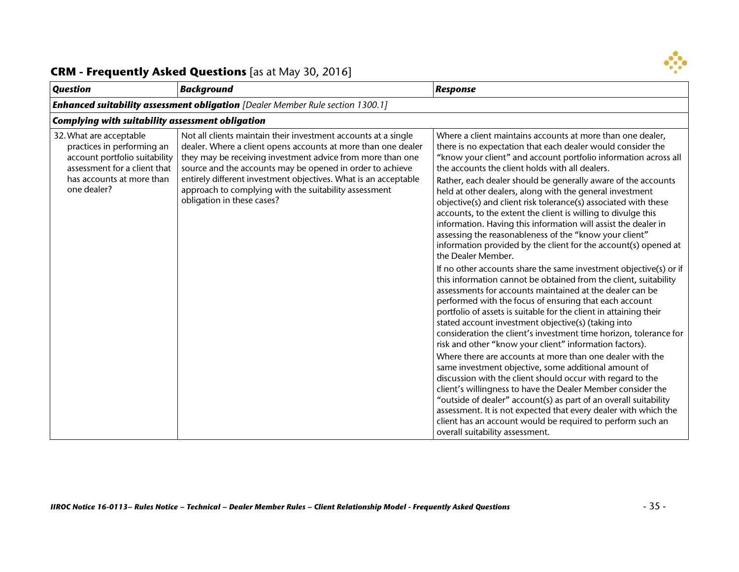## CRM - Frequently Asked Questions [as at May 30, 2016]

| Question | Background | Response |
|---|---|---|
| ***Enhanced suitability assessment obligation*** *[Dealer Member Rule section 1300.1]* | | |
| ***Complying with suitability assessment obligation*** | | |
| 32. What are acceptable practices in performing an account portfolio suitability assessment for a client that has accounts at more than one dealer? | Not all clients maintain their investment accounts at a single dealer. Where a client opens accounts at more than one dealer they may be receiving investment advice from more than one source and the accounts may be opened in order to achieve entirely different investment objectives. What is an acceptable approach to complying with the suitability assessment obligation in these cases? | Where a client maintains accounts at more than one dealer, there is no expectation that each dealer would consider the "know your client" and account portfolio information across all the accounts the client holds with all dealers.<br><br>Rather, each dealer should be generally aware of the accounts held at other dealers, along with the general investment objective(s) and client risk tolerance(s) associated with these accounts, to the extent the client is willing to divulge this information. Having this information will assist the dealer in assessing the reasonableness of the "know your client" information provided by the client for the account(s) opened at the Dealer Member.<br><br>If no other accounts share the same investment objective(s) or if this information cannot be obtained from the client, suitability assessments for accounts maintained at the dealer can be performed with the focus of ensuring that each account portfolio of assets is suitable for the client in attaining their stated account investment objective(s) (taking into consideration the client's investment time horizon, tolerance for risk and other "know your client" information factors).<br><br>Where there are accounts at more than one dealer with the same investment objective, some additional amount of discussion with the client should occur with regard to the client's willingness to have the Dealer Member consider the "outside of dealer" account(s) as part of an overall suitability assessment. It is not expected that every dealer with which the client has an account would be required to perform such an overall suitability assessment. |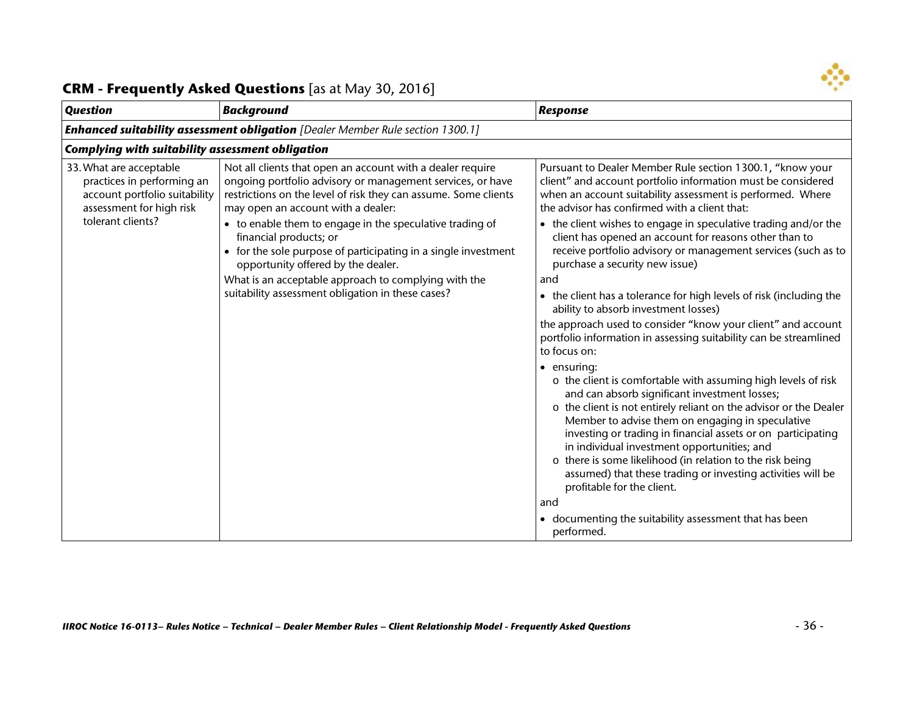## CRM - Frequently Asked Questions [as at May 30, 2016]

| *Question* | *Background* | *Response* |
|---|---|---|
| ***Enhanced suitability assessment obligation*** *[Dealer Member Rule section 1300.1]* | | |
| ***Complying with suitability assessment obligation*** | | |
| 33. What are acceptable practices in performing an account portfolio suitability assessment for high risk tolerant clients? | Not all clients that open an account with a dealer require ongoing portfolio advisory or management services, or have restrictions on the level of risk they can assume. Some clients may open an account with a dealer:<br>• to enable them to engage in the speculative trading of financial products; or<br>• for the sole purpose of participating in a single investment opportunity offered by the dealer.<br>What is an acceptable approach to complying with the suitability assessment obligation in these cases? | Pursuant to Dealer Member Rule section 1300.1, "know your client" and account portfolio information must be considered when an account suitability assessment is performed. Where the advisor has confirmed with a client that:<br>• the client wishes to engage in speculative trading and/or the client has opened an account for reasons other than to receive portfolio advisory or management services (such as to purchase a security new issue)<br>and<br>• the client has a tolerance for high levels of risk (including the ability to absorb investment losses)<br>the approach used to consider "know your client" and account portfolio information in assessing suitability can be streamlined to focus on:<br>• ensuring:<br>&nbsp;&nbsp;o the client is comfortable with assuming high levels of risk and can absorb significant investment losses;<br>&nbsp;&nbsp;o the client is not entirely reliant on the advisor or the Dealer Member to advise them on engaging in speculative investing or trading in financial assets or on participating in individual investment opportunities; and<br>&nbsp;&nbsp;o there is some likelihood (in relation to the risk being assumed) that these trading or investing activities will be profitable for the client.<br>and<br>• documenting the suitability assessment that has been performed. |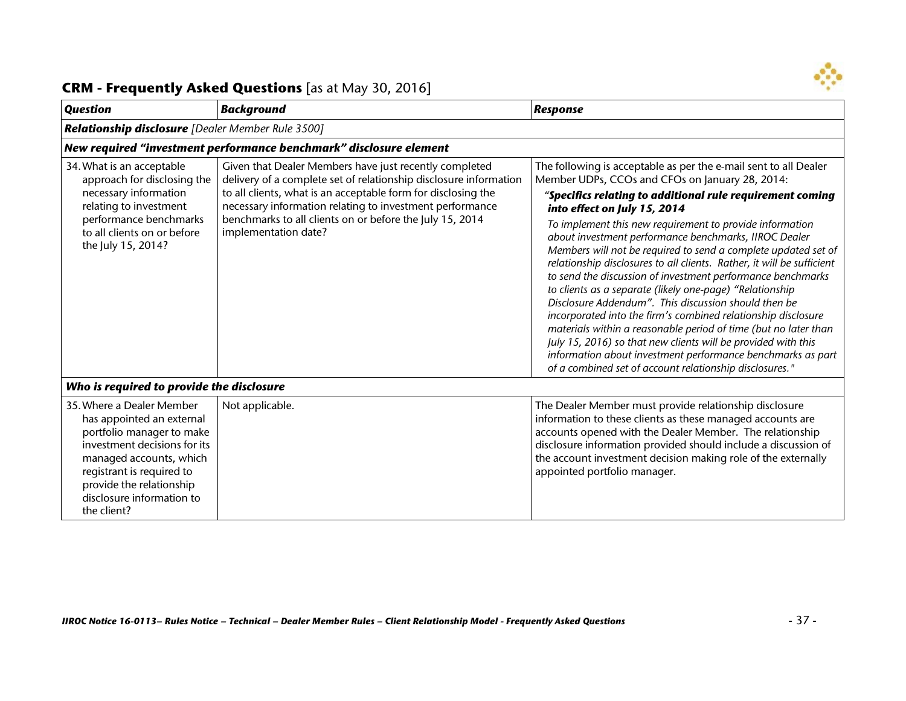## CRM - Frequently Asked Questions [as at May 30, 2016]

| *Question* | *Background* | *Response* |
|---|---|---|
| ***Relationship disclosure** [Dealer Member Rule 3500]* | | |
| ***New required "investment performance benchmark" disclosure element*** | | |
| 34. What is an acceptable approach for disclosing the necessary information relating to investment performance benchmarks to all clients on or before the July 15, 2014? | Given that Dealer Members have just recently completed delivery of a complete set of relationship disclosure information to all clients, what is an acceptable form for disclosing the necessary information relating to investment performance benchmarks to all clients on or before the July 15, 2014 implementation date? | The following is acceptable as per the e-mail sent to all Dealer Member UDPs, CCOs and CFOs on January 28, 2014: "***Specifics relating to additional rule requirement coming into effect on July 15, 2014*** *To implement this new requirement to provide information about investment performance benchmarks, IIROC Dealer Members will not be required to send a complete updated set of relationship disclosures to all clients. Rather, it will be sufficient to send the discussion of investment performance benchmarks to clients as a separate (likely one-page) "Relationship Disclosure Addendum". This discussion should then be incorporated into the firm's combined relationship disclosure materials within a reasonable period of time (but no later than July 15, 2016) so that new clients will be provided with this information about investment performance benchmarks as part of a combined set of account relationship disclosures."* |
| ***Who is required to provide the disclosure*** | | |
| 35. Where a Dealer Member has appointed an external portfolio manager to make investment decisions for its managed accounts, which registrant is required to provide the relationship disclosure information to the client? | Not applicable. | The Dealer Member must provide relationship disclosure information to these clients as these managed accounts are accounts opened with the Dealer Member. The relationship disclosure information provided should include a discussion of the account investment decision making role of the externally appointed portfolio manager. |